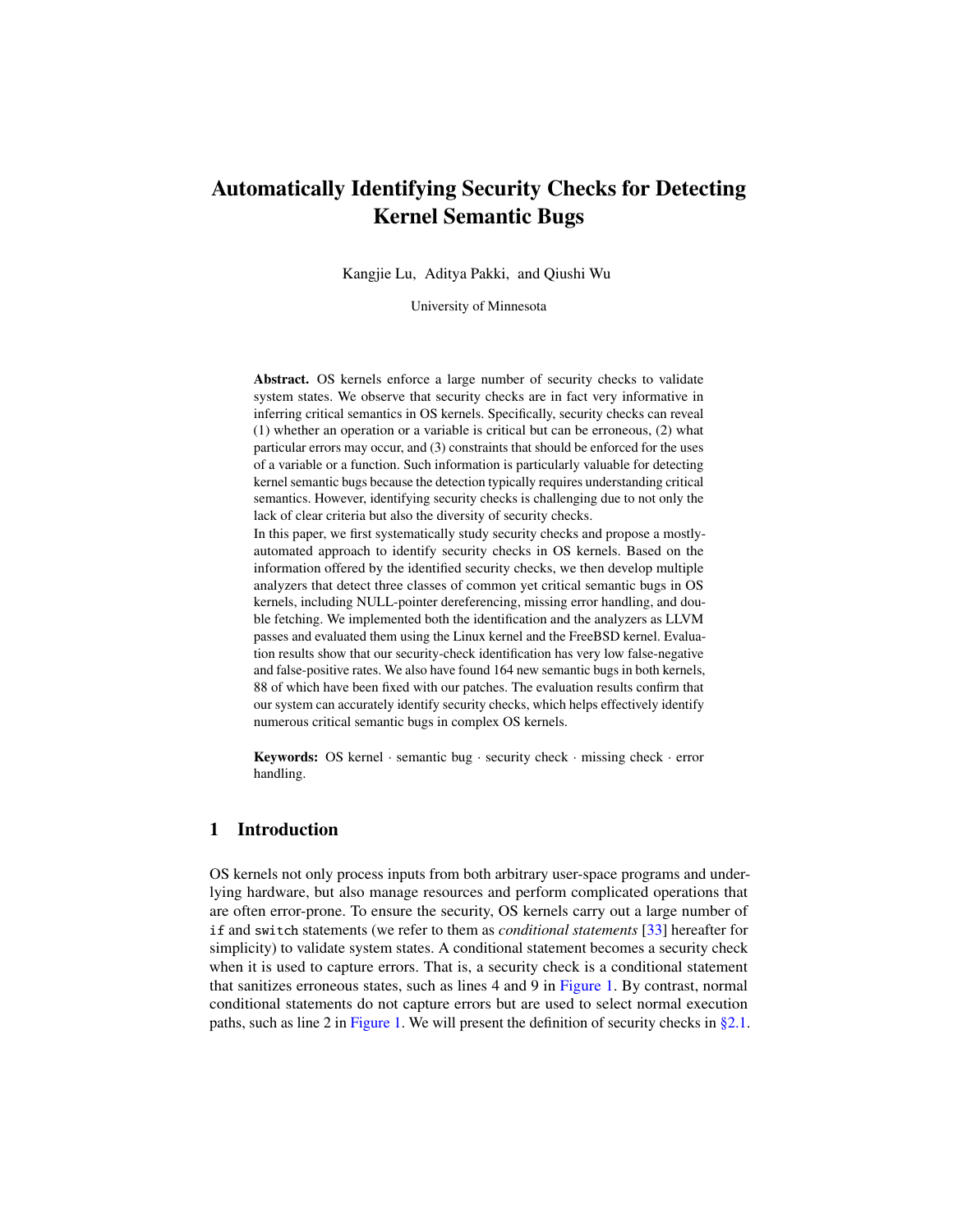# Automatically Identifying Security Checks for Detecting Kernel Semantic Bugs

Kangjie Lu, Aditya Pakki, and Qiushi Wu

University of Minnesota

**Abstract.** OS kernels enforce a large number of security checks to validate system states. We observe that security checks are in fact very informative in inferring critical semantics in OS kernels. Specifically, security checks can reveal (1) whether an operation or a variable is critical but can be erroneous, (2) what particular errors may occur, and (3) constraints that should be enforced for the uses of a variable or a function. Such information is particularly valuable for detecting kernel semantic bugs because the detection typically requires understanding critical semantics. However, identifying security checks is challenging due to not only the lack of clear criteria but also the diversity of security checks.

In this paper, we first systematically study security checks and propose a mostly-automated approach to identify security checks in OS kernels. Based on the information offered by the identified security checks, we then develop multiple analyzers that detect three classes of common yet critical semantic bugs in OS kernels, including NULL-pointer dereferencing, missing error handling, and double fetching. We implemented both the identification and the analyzers as LLVM passes and evaluated them using the Linux kernel and the FreeBSD kernel. Evaluation results show that our security-check identification has very low false-negative and false-positive rates. We also have found 164 new semantic bugs in both kernels, 88 of which have been fixed with our patches. The evaluation results confirm that our system can accurately identify security checks, which helps effectively identify numerous critical semantic bugs in complex OS kernels.

**Keywords:** OS kernel · semantic bug · security check · missing check · error handling.

## 1 Introduction

OS kernels not only process inputs from both arbitrary user-space programs and underlying hardware, but also manage resources and perform complicated operations that are often error-prone. To ensure the security, OS kernels carry out a large number of `if` and `switch` statements (we refer to them as *conditional statements* [33] hereafter for simplicity) to validate system states. A conditional statement becomes a security check when it is used to capture errors. That is, a security check is a conditional statement that sanitizes erroneous states, such as lines 4 and 9 in Figure 1. By contrast, normal conditional statements do not capture errors but are used to select normal execution paths, such as line 2 in Figure 1. We will present the definition of security checks in §2.1.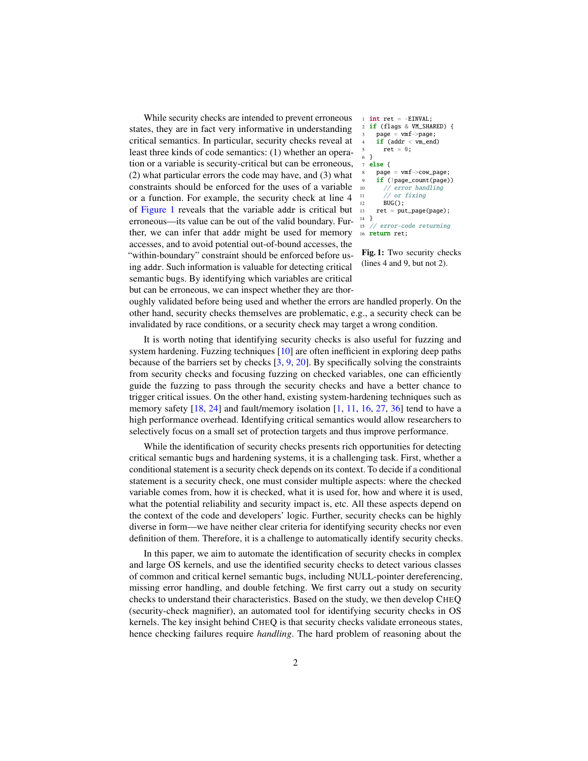While security checks are intended to prevent erroneous states, they are in fact very informative in understanding critical semantics. In particular, security checks reveal at least three kinds of code semantics: (1) whether an operation or a variable is security-critical but can be erroneous, (2) what particular errors the code may have, and (3) what constraints should be enforced for the uses of a variable or a function. For example, the security check at line 4 of Figure 1 reveals that the variable `addr` is critical but erroneous—its value can be out of the valid boundary. Further, we can infer that `addr` might be used for memory accesses, and to avoid potential out-of-bound accesses, the "within-boundary" constraint should be enforced before using `addr`. Such information is valuable for detecting critical semantic bugs. By identifying which variables are critical but can be erroneous, we can inspect whether they are thoroughly validated before being used and whether the errors are handled properly. On the other hand, security checks themselves are problematic, e.g., a security check can be invalidated by race conditions, or a security check may target a wrong condition.

```
1  int ret = -EINVAL;
2  if (flags & VM_SHARED) {
3    page = vmf->page;
4    if (addr < vm_end)
5      ret = 0;
6  }
7  else {
8    page = vmf->cow_page;
9    if (!page_count(page))
10     // error handling
11     // or fixing
12     BUG();
13   ret = put_page(page);
14 }
15 // error-code returning
16 return ret;
```

**Fig. 1:** Two security checks (lines 4 and 9, but not 2).

It is worth noting that identifying security checks is also useful for fuzzing and system hardening. Fuzzing techniques [10] are often inefficient in exploring deep paths because of the barriers set by checks [3, 9, 20]. By specifically solving the constraints from security checks and focusing fuzzing on checked variables, one can efficiently guide the fuzzing to pass through the security checks and have a better chance to trigger critical issues. On the other hand, existing system-hardening techniques such as memory safety [18, 24] and fault/memory isolation [1, 11, 16, 27, 36] tend to have a high performance overhead. Identifying critical semantics would allow researchers to selectively focus on a small set of protection targets and thus improve performance.

While the identification of security checks presents rich opportunities for detecting critical semantic bugs and hardening systems, it is a challenging task. First, whether a conditional statement is a security check depends on its context. To decide if a conditional statement is a security check, one must consider multiple aspects: where the checked variable comes from, how it is checked, what it is used for, how and where it is used, what the potential reliability and security impact is, etc. All these aspects depend on the context of the code and developers' logic. Further, security checks can be highly diverse in form—we have neither clear criteria for identifying security checks nor even definition of them. Therefore, it is a challenge to automatically identify security checks.

In this paper, we aim to automate the identification of security checks in complex and large OS kernels, and use the identified security checks to detect various classes of common and critical kernel semantic bugs, including NULL-pointer dereferencing, missing error handling, and double fetching. We first carry out a study on security checks to understand their characteristics. Based on the study, we then develop CHEQ (security-check magnifier), an automated tool for identifying security checks in OS kernels. The key insight behind CHEQ is that security checks validate erroneous states, hence checking failures require *handling*. The hard problem of reasoning about the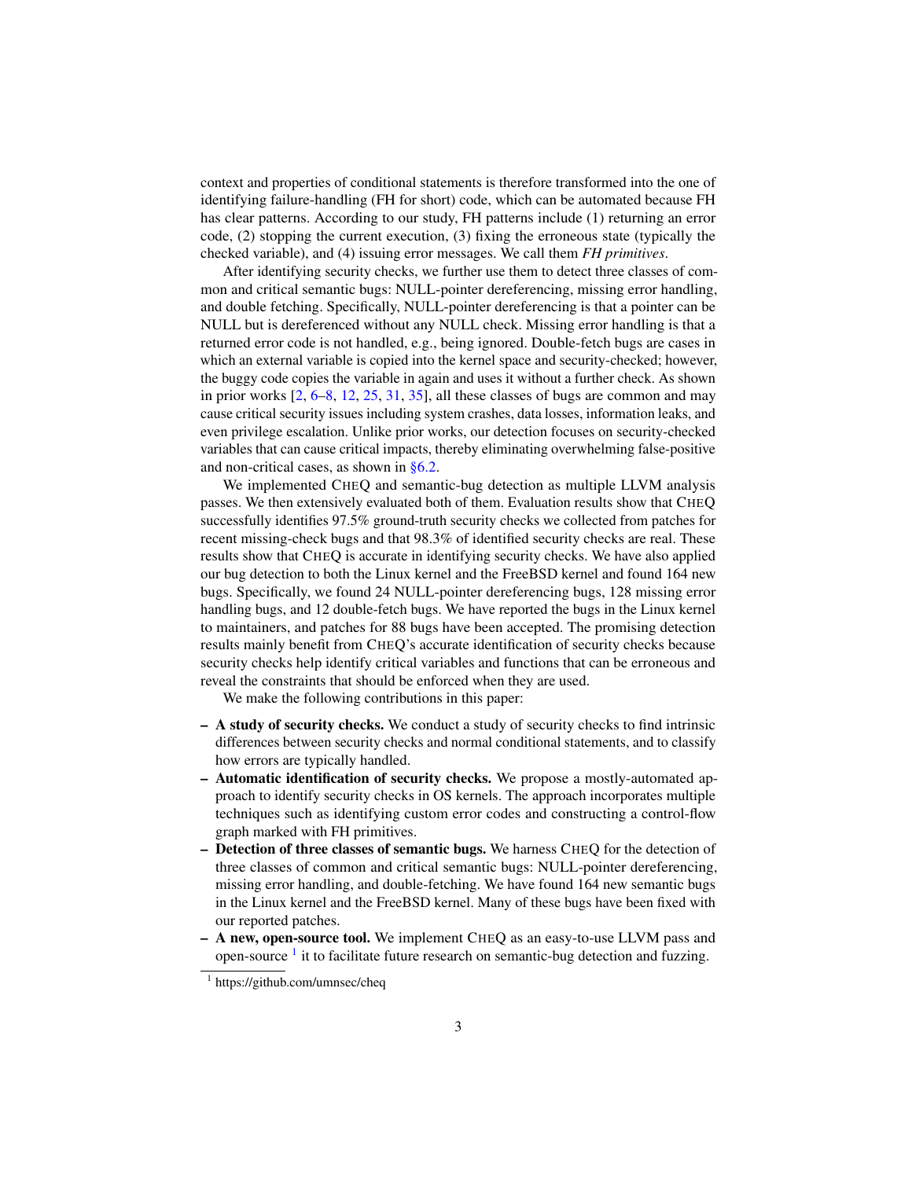context and properties of conditional statements is therefore transformed into the one of identifying failure-handling (FH for short) code, which can be automated because FH has clear patterns. According to our study, FH patterns include (1) returning an error code, (2) stopping the current execution, (3) fixing the erroneous state (typically the checked variable), and (4) issuing error messages. We call them *FH primitives*.

After identifying security checks, we further use them to detect three classes of common and critical semantic bugs: NULL-pointer dereferencing, missing error handling, and double fetching. Specifically, NULL-pointer dereferencing is that a pointer can be NULL but is dereferenced without any NULL check. Missing error handling is that a returned error code is not handled, e.g., being ignored. Double-fetch bugs are cases in which an external variable is copied into the kernel space and security-checked; however, the buggy code copies the variable in again and uses it without a further check. As shown in prior works [2, 6–8, 12, 25, 31, 35], all these classes of bugs are common and may cause critical security issues including system crashes, data losses, information leaks, and even privilege escalation. Unlike prior works, our detection focuses on security-checked variables that can cause critical impacts, thereby eliminating overwhelming false-positive and non-critical cases, as shown in §6.2.

We implemented CHEQ and semantic-bug detection as multiple LLVM analysis passes. We then extensively evaluated both of them. Evaluation results show that CHEQ successfully identifies 97.5% ground-truth security checks we collected from patches for recent missing-check bugs and that 98.3% of identified security checks are real. These results show that CHEQ is accurate in identifying security checks. We have also applied our bug detection to both the Linux kernel and the FreeBSD kernel and found 164 new bugs. Specifically, we found 24 NULL-pointer dereferencing bugs, 128 missing error handling bugs, and 12 double-fetch bugs. We have reported the bugs in the Linux kernel to maintainers, and patches for 88 bugs have been accepted. The promising detection results mainly benefit from CHEQ's accurate identification of security checks because security checks help identify critical variables and functions that can be erroneous and reveal the constraints that should be enforced when they are used.

We make the following contributions in this paper:

- **A study of security checks.** We conduct a study of security checks to find intrinsic differences between security checks and normal conditional statements, and to classify how errors are typically handled.
- **Automatic identification of security checks.** We propose a mostly-automated approach to identify security checks in OS kernels. The approach incorporates multiple techniques such as identifying custom error codes and constructing a control-flow graph marked with FH primitives.
- **Detection of three classes of semantic bugs.** We harness CHEQ for the detection of three classes of common and critical semantic bugs: NULL-pointer dereferencing, missing error handling, and double-fetching. We have found 164 new semantic bugs in the Linux kernel and the FreeBSD kernel. Many of these bugs have been fixed with our reported patches.
- **A new, open-source tool.** We implement CHEQ as an easy-to-use LLVM pass and open-source [1] it to facilitate future research on semantic-bug detection and fuzzing.

[1] https://github.com/umnsec/cheq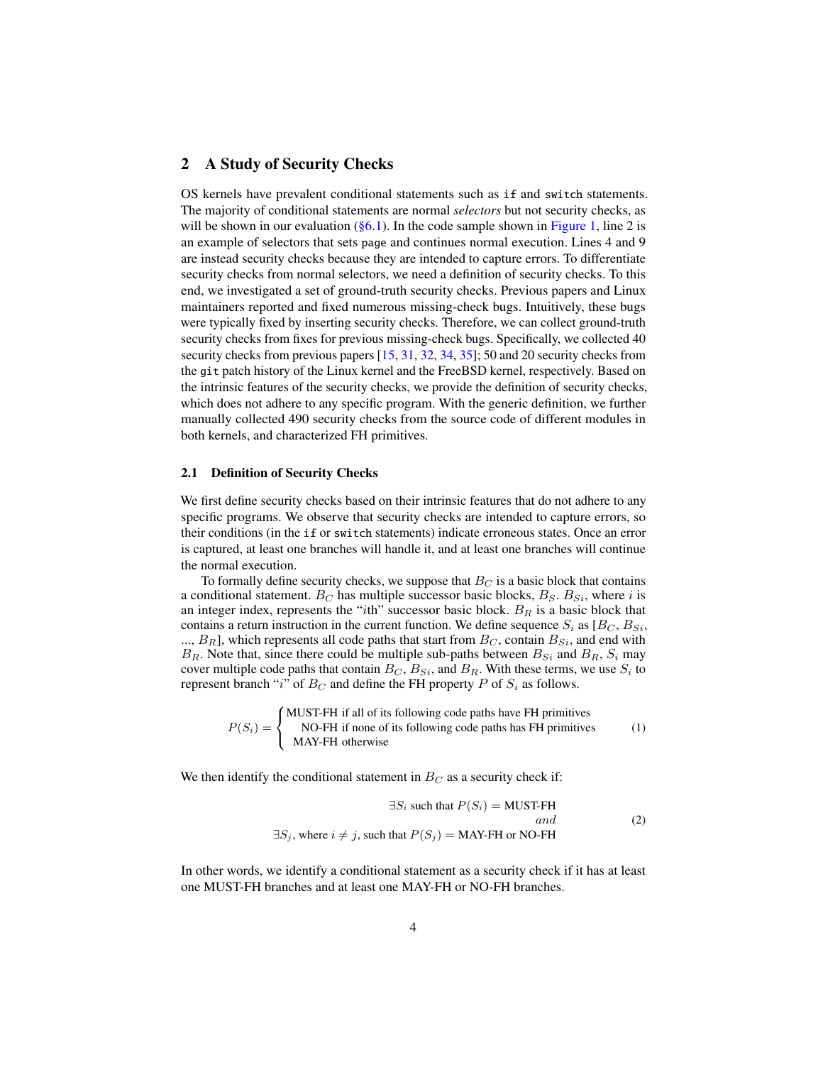## 2 A Study of Security Checks

OS kernels have prevalent conditional statements such as `if` and `switch` statements. The majority of conditional statements are normal *selectors* but not security checks, as will be shown in our evaluation (§6.1). In the code sample shown in Figure 1, line 2 is an example of selectors that sets `page` and continues normal execution. Lines 4 and 9 are instead security checks because they are intended to capture errors. To differentiate security checks from normal selectors, we need a definition of security checks. To this end, we investigated a set of ground-truth security checks. Previous papers and Linux maintainers reported and fixed numerous missing-check bugs. Intuitively, these bugs were typically fixed by inserting security checks. Therefore, we can collect ground-truth security checks from fixes for previous missing-check bugs. Specifically, we collected 40 security checks from previous papers [15, 31, 32, 34, 35]; 50 and 20 security checks from the `git` patch history of the Linux kernel and the FreeBSD kernel, respectively. Based on the intrinsic features of the security checks, we provide the definition of security checks, which does not adhere to any specific program. With the generic definition, we further manually collected 490 security checks from the source code of different modules in both kernels, and characterized FH primitives.

### 2.1 Definition of Security Checks

We first define security checks based on their intrinsic features that do not adhere to any specific programs. We observe that security checks are intended to capture errors, so their conditions (in the `if` or `switch` statements) indicate erroneous states. Once an error is captured, at least one branches will handle it, and at least one branches will continue the normal execution.

To formally define security checks, we suppose that $B_C$ is a basic block that contains a conditional statement. $B_C$ has multiple successor basic blocks, $B_S$. $B_{Si}$, where $i$ is an integer index, represents the "$i$th" successor basic block. $B_R$ is a basic block that contains a return instruction in the current function. We define sequence $S_i$ as [$B_C$, $B_{Si}$, ..., $B_R$], which represents all code paths that start from $B_C$, contain $B_{Si}$, and end with $B_R$. Note that, since there could be multiple sub-paths between $B_{Si}$ and $B_R$, $S_i$ may cover multiple code paths that contain $B_C$, $B_{Si}$, and $B_R$. With these terms, we use $S_i$ to represent branch "$i$" of $B_C$ and define the FH property $P$ of $S_i$ as follows.

$$P(S_i) = \begin{cases} \text{MUST-FH if all of its following code paths have FH primitives} \\ \text{NO-FH if none of its following code paths has FH primitives} \\ \text{MAY-FH otherwise} \end{cases} \tag{1}$$

We then identify the conditional statement in $B_C$ as a security check if:

$$\begin{aligned} \exists S_i \text{ such that } P(S_i) = \text{MUST-FH} \\ and \\ \exists S_j, \text{ where } i \neq j, \text{ such that } P(S_j) = \text{MAY-FH or NO-FH} \end{aligned} \tag{2}$$

In other words, we identify a conditional statement as a security check if it has at least one MUST-FH branches and at least one MAY-FH or NO-FH branches.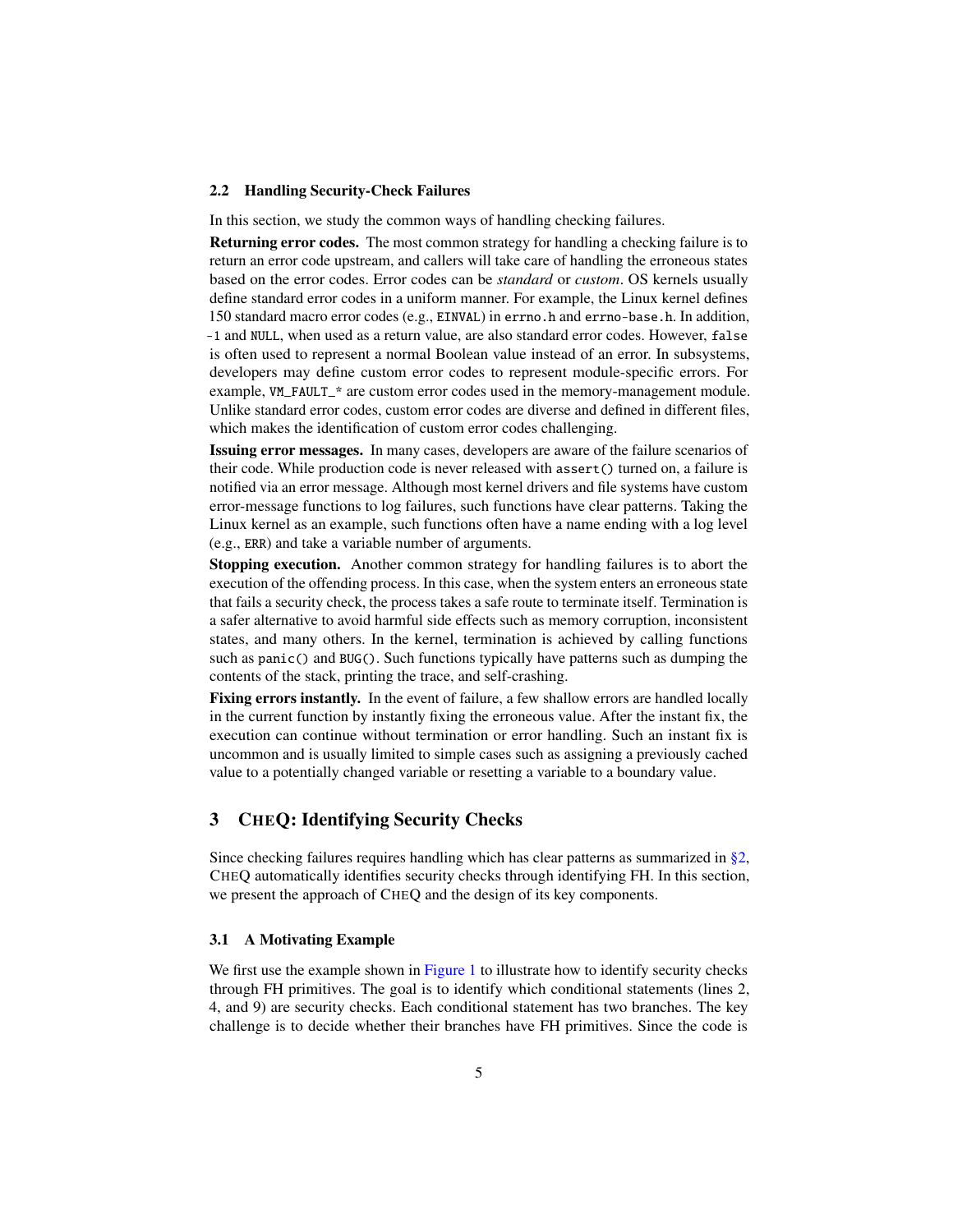### 2.2 Handling Security-Check Failures

In this section, we study the common ways of handling checking failures.

**Returning error codes.** The most common strategy for handling a checking failure is to return an error code upstream, and callers will take care of handling the erroneous states based on the error codes. Error codes can be *standard* or *custom*. OS kernels usually define standard error codes in a uniform manner. For example, the Linux kernel defines 150 standard macro error codes (e.g., `EINVAL`) in `errno.h` and `errno-base.h`. In addition, `-1` and `NULL`, when used as a return value, are also standard error codes. However, `false` is often used to represent a normal Boolean value instead of an error. In subsystems, developers may define custom error codes to represent module-specific errors. For example, `VM_FAULT_*` are custom error codes used in the memory-management module. Unlike standard error codes, custom error codes are diverse and defined in different files, which makes the identification of custom error codes challenging.

**Issuing error messages.** In many cases, developers are aware of the failure scenarios of their code. While production code is never released with `assert()` turned on, a failure is notified via an error message. Although most kernel drivers and file systems have custom error-message functions to log failures, such functions have clear patterns. Taking the Linux kernel as an example, such functions often have a name ending with a log level (e.g., `ERR`) and take a variable number of arguments.

**Stopping execution.** Another common strategy for handling failures is to abort the execution of the offending process. In this case, when the system enters an erroneous state that fails a security check, the process takes a safe route to terminate itself. Termination is a safer alternative to avoid harmful side effects such as memory corruption, inconsistent states, and many others. In the kernel, termination is achieved by calling functions such as `panic()` and `BUG()`. Such functions typically have patterns such as dumping the contents of the stack, printing the trace, and self-crashing.

**Fixing errors instantly.** In the event of failure, a few shallow errors are handled locally in the current function by instantly fixing the erroneous value. After the instant fix, the execution can continue without termination or error handling. Such an instant fix is uncommon and is usually limited to simple cases such as assigning a previously cached value to a potentially changed variable or resetting a variable to a boundary value.

## 3 CHEQ: Identifying Security Checks

Since checking failures requires handling which has clear patterns as summarized in §2, CHEQ automatically identifies security checks through identifying FH. In this section, we present the approach of CHEQ and the design of its key components.

### 3.1 A Motivating Example

We first use the example shown in Figure 1 to illustrate how to identify security checks through FH primitives. The goal is to identify which conditional statements (lines 2, 4, and 9) are security checks. Each conditional statement has two branches. The key challenge is to decide whether their branches have FH primitives. Since the code is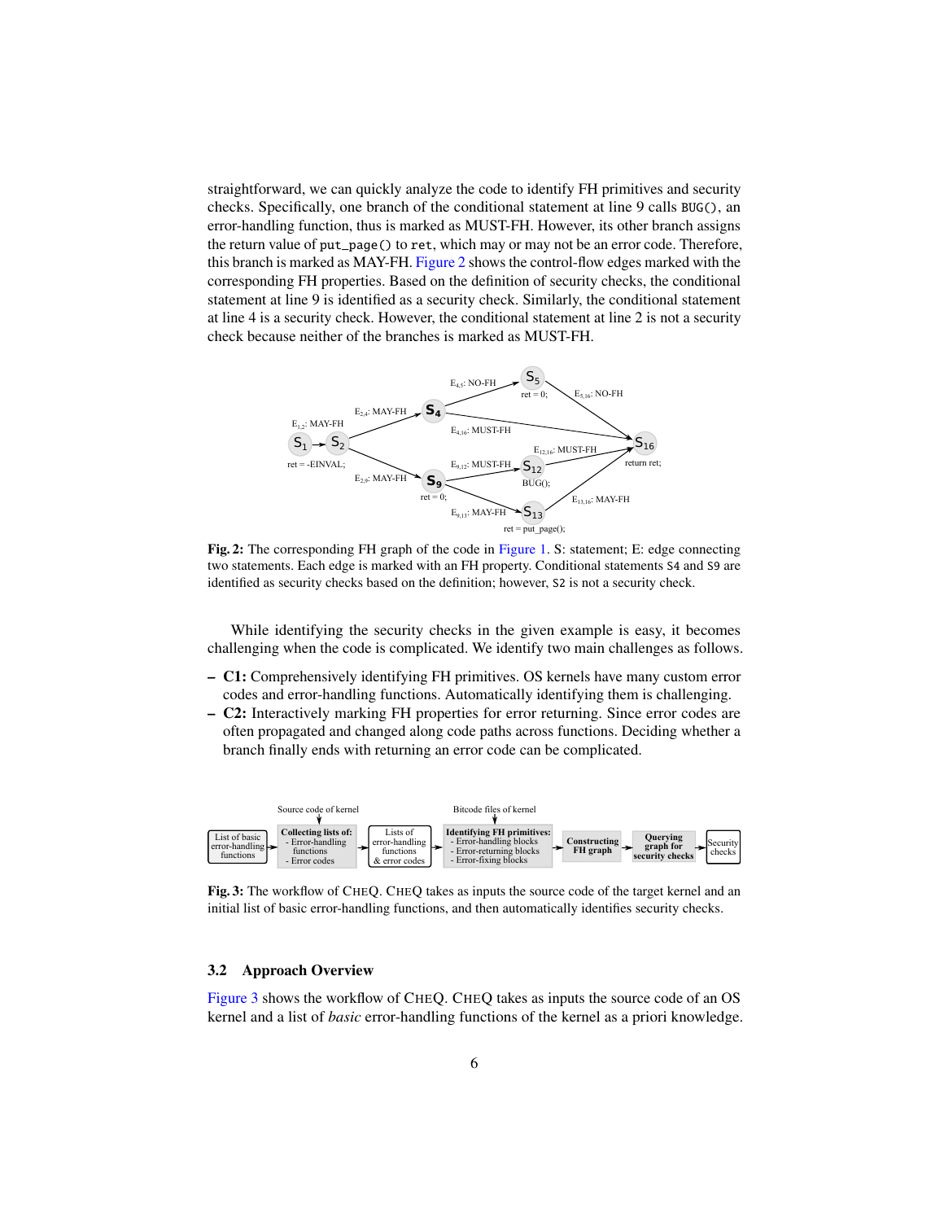straightforward, we can quickly analyze the code to identify FH primitives and security checks. Specifically, one branch of the conditional statement at line 9 calls `BUG()`, an error-handling function, thus is marked as MUST-FH. However, its other branch assigns the return value of `put_page()` to `ret`, which may or may not be an error code. Therefore, this branch is marked as MAY-FH. Figure 2 shows the control-flow edges marked with the corresponding FH properties. Based on the definition of security checks, the conditional statement at line 9 is identified as a security check. Similarly, the conditional statement at line 4 is a security check. However, the conditional statement at line 2 is not a security check because neither of the branches is marked as MUST-FH.

**Fig. 2:** The corresponding FH graph of the code in Figure 1. S: statement; E: edge connecting two statements. Each edge is marked with an FH property. Conditional statements S4 and S9 are identified as security checks based on the definition; however, S2 is not a security check.

While identifying the security checks in the given example is easy, it becomes challenging when the code is complicated. We identify two main challenges as follows.

- **C1:** Comprehensively identifying FH primitives. OS kernels have many custom error codes and error-handling functions. Automatically identifying them is challenging.
- **C2:** Interactively marking FH properties for error returning. Since error codes are often propagated and changed along code paths across functions. Deciding whether a branch finally ends with returning an error code can be complicated.

**Fig. 3:** The workflow of CHEQ. CHEQ takes as inputs the source code of the target kernel and an initial list of basic error-handling functions, and then automatically identifies security checks.

### 3.2 Approach Overview

Figure 3 shows the workflow of CHEQ. CHEQ takes as inputs the source code of an OS kernel and a list of *basic* error-handling functions of the kernel as a priori knowledge.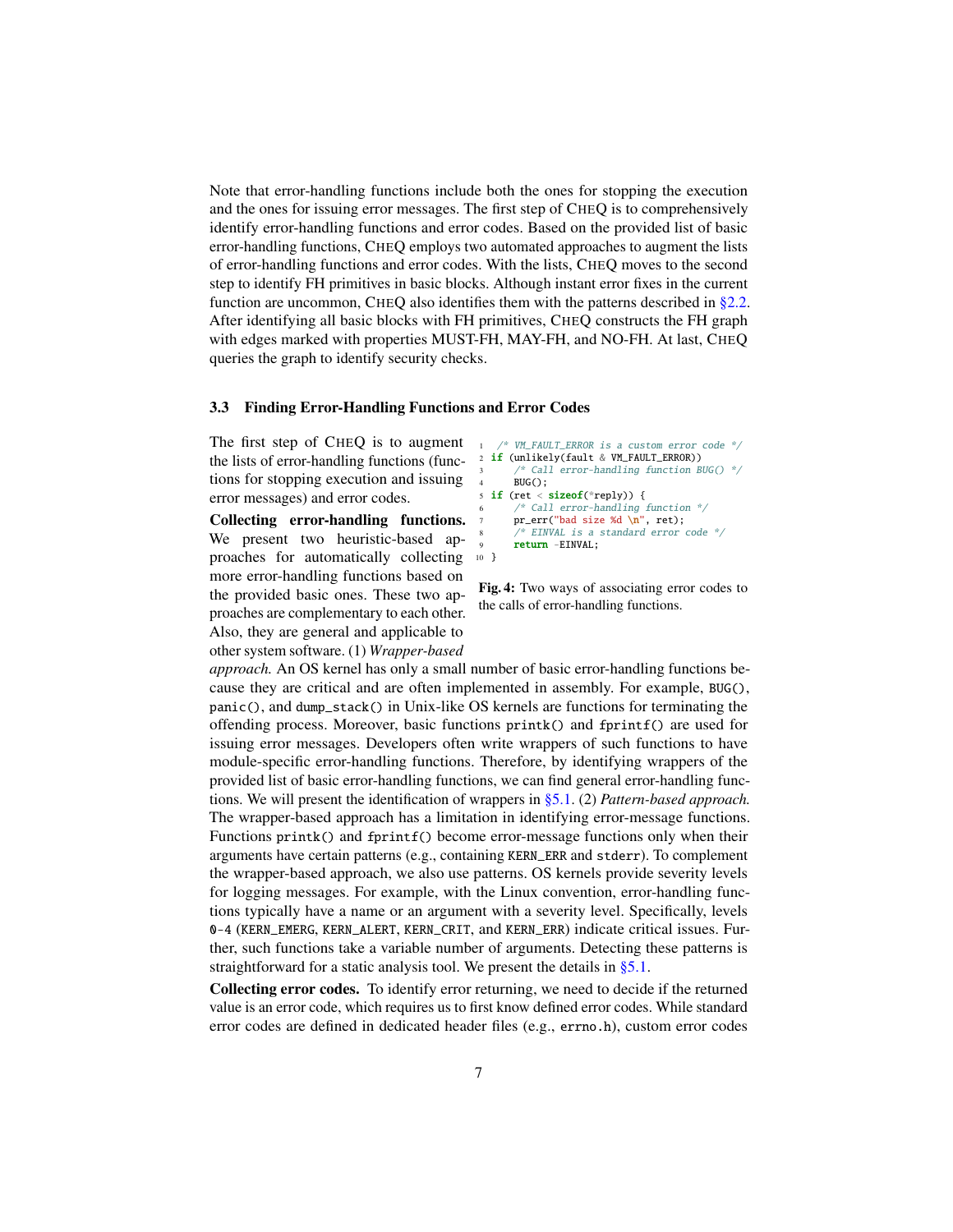Note that error-handling functions include both the ones for stopping the execution and the ones for issuing error messages. The first step of CHEQ is to comprehensively identify error-handling functions and error codes. Based on the provided list of basic error-handling functions, CHEQ employs two automated approaches to augment the lists of error-handling functions and error codes. With the lists, CHEQ moves to the second step to identify FH primitives in basic blocks. Although instant error fixes in the current function are uncommon, CHEQ also identifies them with the patterns described in §2.2. After identifying all basic blocks with FH primitives, CHEQ constructs the FH graph with edges marked with properties MUST-FH, MAY-FH, and NO-FH. At last, CHEQ queries the graph to identify security checks.

### 3.3 Finding Error-Handling Functions and Error Codes

The first step of CHEQ is to augment the lists of error-handling functions (functions for stopping execution and issuing error messages) and error codes.

```
1  /* VM_FAULT_ERROR is a custom error code */
2  if (unlikely(fault & VM_FAULT_ERROR))
3      /* Call error-handling function BUG() */
4      BUG();
5  if (ret < sizeof(*reply)) {
6      /* Call error-handling function */
7      pr_err("bad size %d \n", ret);
8      /* EINVAL is a standard error code */
9      return -EINVAL;
10 }
```

**Fig. 4:** Two ways of associating error codes to the calls of error-handling functions.

**Collecting error-handling functions.** We present two heuristic-based approaches for automatically collecting more error-handling functions based on the provided basic ones. These two approaches are complementary to each other. Also, they are general and applicable to other system software. (1) *Wrapper-based approach.* An OS kernel has only a small number of basic error-handling functions because they are critical and are often implemented in assembly. For example, BUG(), panic(), and dump_stack() in Unix-like OS kernels are functions for terminating the offending process. Moreover, basic functions printk() and fprintf() are used for issuing error messages. Developers often write wrappers of such functions to have module-specific error-handling functions. Therefore, by identifying wrappers of the provided list of basic error-handling functions, we can find general error-handling functions. We will present the identification of wrappers in §5.1. (2) *Pattern-based approach.* The wrapper-based approach has a limitation in identifying error-message functions. Functions printk() and fprintf() become error-message functions only when their arguments have certain patterns (e.g., containing KERN_ERR and stderr). To complement the wrapper-based approach, we also use patterns. OS kernels provide severity levels for logging messages. For example, with the Linux convention, error-handling functions typically have a name or an argument with a severity level. Specifically, levels 0-4 (KERN_EMERG, KERN_ALERT, KERN_CRIT, and KERN_ERR) indicate critical issues. Further, such functions take a variable number of arguments. Detecting these patterns is straightforward for a static analysis tool. We present the details in §5.1.

**Collecting error codes.** To identify error returning, we need to decide if the returned value is an error code, which requires us to first know defined error codes. While standard error codes are defined in dedicated header files (e.g., errno.h), custom error codes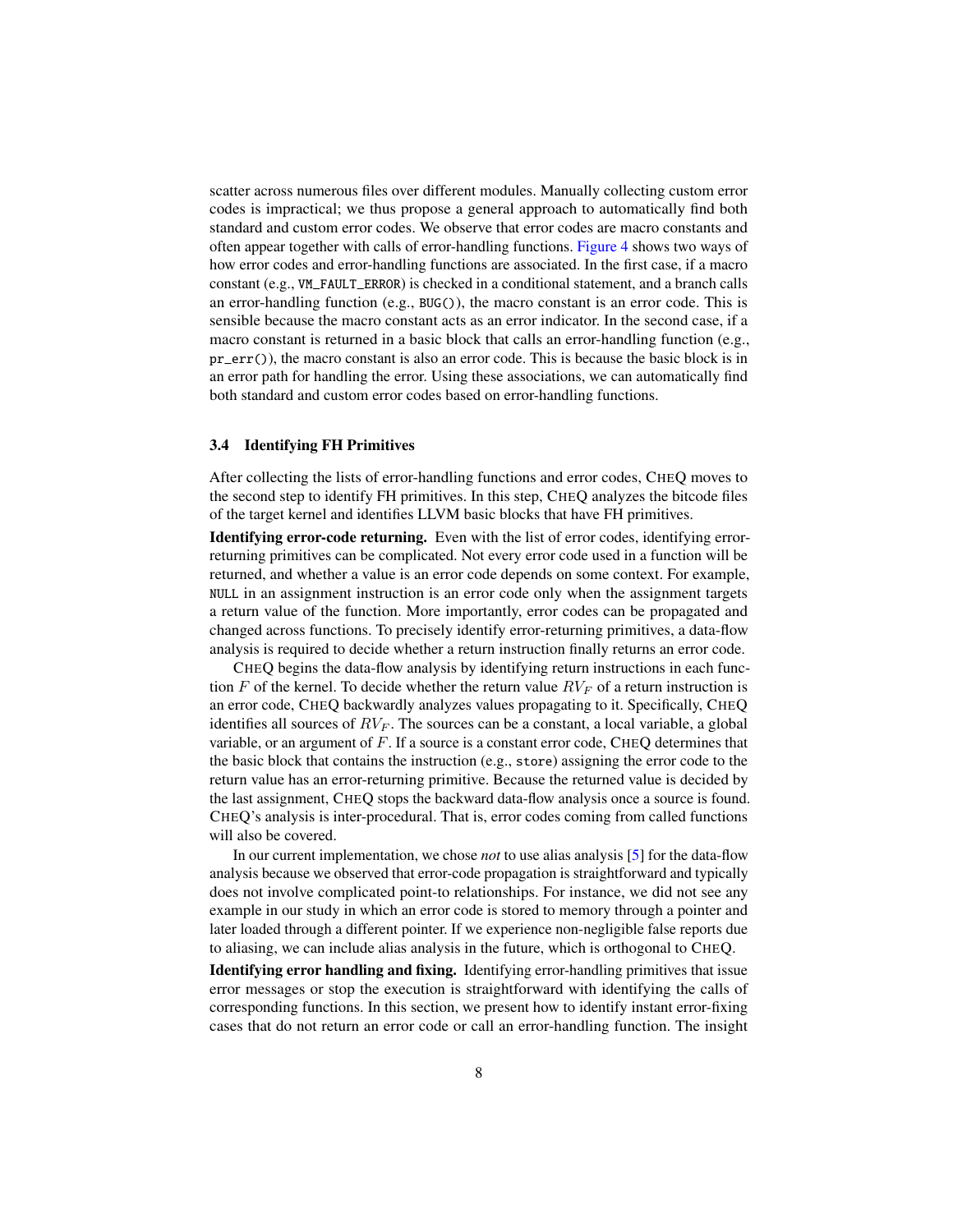scatter across numerous files over different modules. Manually collecting custom error codes is impractical; we thus propose a general approach to automatically find both standard and custom error codes. We observe that error codes are macro constants and often appear together with calls of error-handling functions. Figure 4 shows two ways of how error codes and error-handling functions are associated. In the first case, if a macro constant (e.g., `VM_FAULT_ERROR`) is checked in a conditional statement, and a branch calls an error-handling function (e.g., `BUG()`), the macro constant is an error code. This is sensible because the macro constant acts as an error indicator. In the second case, if a macro constant is returned in a basic block that calls an error-handling function (e.g., `pr_err()`), the macro constant is also an error code. This is because the basic block is in an error path for handling the error. Using these associations, we can automatically find both standard and custom error codes based on error-handling functions.

### 3.4 Identifying FH Primitives

After collecting the lists of error-handling functions and error codes, CHEQ moves to the second step to identify FH primitives. In this step, CHEQ analyzes the bitcode files of the target kernel and identifies LLVM basic blocks that have FH primitives.

**Identifying error-code returning.** Even with the list of error codes, identifying error-returning primitives can be complicated. Not every error code used in a function will be returned, and whether a value is an error code depends on some context. For example, `NULL` in an assignment instruction is an error code only when the assignment targets a return value of the function. More importantly, error codes can be propagated and changed across functions. To precisely identify error-returning primitives, a data-flow analysis is required to decide whether a return instruction finally returns an error code.

CHEQ begins the data-flow analysis by identifying return instructions in each function $F$ of the kernel. To decide whether the return value $RV_F$ of a return instruction is an error code, CHEQ backwardly analyzes values propagating to it. Specifically, CHEQ identifies all sources of $RV_F$. The sources can be a constant, a local variable, a global variable, or an argument of $F$. If a source is a constant error code, CHEQ determines that the basic block that contains the instruction (e.g., `store`) assigning the error code to the return value has an error-returning primitive. Because the returned value is decided by the last assignment, CHEQ stops the backward data-flow analysis once a source is found. CHEQ's analysis is inter-procedural. That is, error codes coming from called functions will also be covered.

In our current implementation, we chose *not* to use alias analysis [5] for the data-flow analysis because we observed that error-code propagation is straightforward and typically does not involve complicated point-to relationships. For instance, we did not see any example in our study in which an error code is stored to memory through a pointer and later loaded through a different pointer. If we experience non-negligible false reports due to aliasing, we can include alias analysis in the future, which is orthogonal to CHEQ.

**Identifying error handling and fixing.** Identifying error-handling primitives that issue error messages or stop the execution is straightforward with identifying the calls of corresponding functions. In this section, we present how to identify instant error-fixing cases that do not return an error code or call an error-handling function. The insight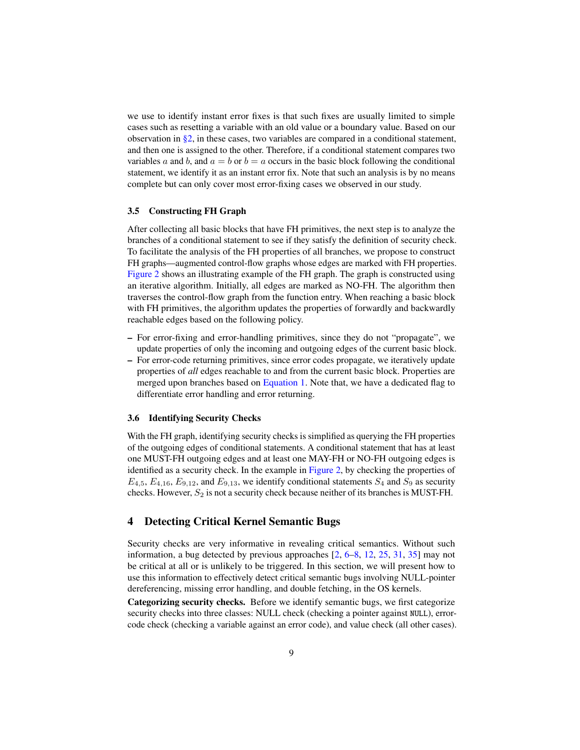we use to identify instant error fixes is that such fixes are usually limited to simple cases such as resetting a variable with an old value or a boundary value. Based on our observation in §2, in these cases, two variables are compared in a conditional statement, and then one is assigned to the other. Therefore, if a conditional statement compares two variables $a$ and $b$, and $a = b$ or $b = a$ occurs in the basic block following the conditional statement, we identify it as an instant error fix. Note that such an analysis is by no means complete but can only cover most error-fixing cases we observed in our study.

### 3.5 Constructing FH Graph

After collecting all basic blocks that have FH primitives, the next step is to analyze the branches of a conditional statement to see if they satisfy the definition of security check. To facilitate the analysis of the FH properties of all branches, we propose to construct FH graphs—augmented control-flow graphs whose edges are marked with FH properties. Figure 2 shows an illustrating example of the FH graph. The graph is constructed using an iterative algorithm. Initially, all edges are marked as NO-FH. The algorithm then traverses the control-flow graph from the function entry. When reaching a basic block with FH primitives, the algorithm updates the properties of forwardly and backwardly reachable edges based on the following policy.

- For error-fixing and error-handling primitives, since they do not "propagate", we update properties of only the incoming and outgoing edges of the current basic block.
- For error-code returning primitives, since error codes propagate, we iteratively update properties of *all* edges reachable to and from the current basic block. Properties are merged upon branches based on Equation 1. Note that, we have a dedicated flag to differentiate error handling and error returning.

### 3.6 Identifying Security Checks

With the FH graph, identifying security checks is simplified as querying the FH properties of the outgoing edges of conditional statements. A conditional statement that has at least one MUST-FH outgoing edges and at least one MAY-FH or NO-FH outgoing edges is identified as a security check. In the example in Figure 2, by checking the properties of $E_{4,5}$, $E_{4,16}$, $E_{9,12}$, and $E_{9,13}$, we identify conditional statements $S_4$ and $S_9$ as security checks. However, $S_2$ is not a security check because neither of its branches is MUST-FH.

## 4 Detecting Critical Kernel Semantic Bugs

Security checks are very informative in revealing critical semantics. Without such information, a bug detected by previous approaches [2, 6–8, 12, 25, 31, 35] may not be critical at all or is unlikely to be triggered. In this section, we will present how to use this information to effectively detect critical semantic bugs involving NULL-pointer dereferencing, missing error handling, and double fetching, in the OS kernels.

**Categorizing security checks.** Before we identify semantic bugs, we first categorize security checks into three classes: NULL check (checking a pointer against `NULL`), error-code check (checking a variable against an error code), and value check (all other cases).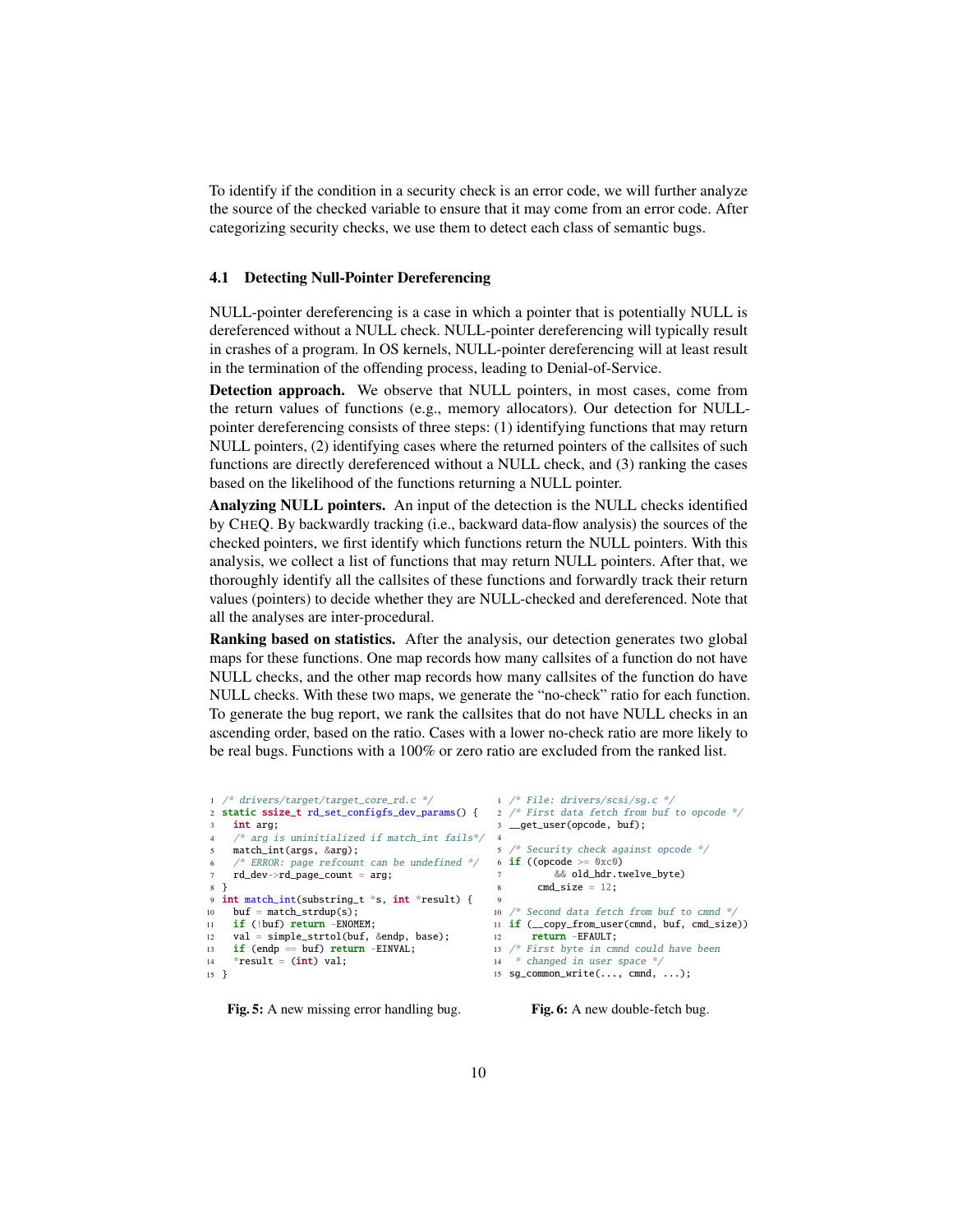To identify if the condition in a security check is an error code, we will further analyze the source of the checked variable to ensure that it may come from an error code. After categorizing security checks, we use them to detect each class of semantic bugs.

### 4.1 Detecting Null-Pointer Dereferencing

NULL-pointer dereferencing is a case in which a pointer that is potentially NULL is dereferenced without a NULL check. NULL-pointer dereferencing will typically result in crashes of a program. In OS kernels, NULL-pointer dereferencing will at least result in the termination of the offending process, leading to Denial-of-Service.

**Detection approach.** We observe that NULL pointers, in most cases, come from the return values of functions (e.g., memory allocators). Our detection for NULL-pointer dereferencing consists of three steps: (1) identifying functions that may return NULL pointers, (2) identifying cases where the returned pointers of the callsites of such functions are directly dereferenced without a NULL check, and (3) ranking the cases based on the likelihood of the functions returning a NULL pointer.

**Analyzing NULL pointers.** An input of the detection is the NULL checks identified by CHEQ. By backwardly tracking (i.e., backward data-flow analysis) the sources of the checked pointers, we first identify which functions return the NULL pointers. With this analysis, we collect a list of functions that may return NULL pointers. After that, we thoroughly identify all the callsites of these functions and forwardly track their return values (pointers) to decide whether they are NULL-checked and dereferenced. Note that all the analyses are inter-procedural.

**Ranking based on statistics.** After the analysis, our detection generates two global maps for these functions. One map records how many callsites of a function do not have NULL checks, and the other map records how many callsites of the function do have NULL checks. With these two maps, we generate the "no-check" ratio for each function. To generate the bug report, we rank the callsites that do not have NULL checks in an ascending order, based on the ratio. Cases with a lower no-check ratio are more likely to be real bugs. Functions with a 100% or zero ratio are excluded from the ranked list.

```c
/* drivers/target/target_core_rd.c */
static ssize_t rd_set_configfs_dev_params() {
  int arg;
  /* arg is uninitialized if match_int fails*/
  match_int(args, &arg);
  /* ERROR: page refcount can be undefined */
  rd_dev->rd_page_count = arg;
}
int match_int(substring_t *s, int *result) {
  buf = match_strdup(s);
  if (!buf) return -ENOMEM;
  val = simple_strtol(buf, &endp, base);
  if (endp == buf) return -EINVAL;
  *result = (int) val;
}
```

**Fig. 5:** A new missing error handling bug.

```c
/* File: drivers/scsi/sg.c */
/* First data fetch from buf to opcode */
__get_user(opcode, buf);

/* Security check against opcode */
if ((opcode >= 0xc0)
      && old_hdr.twelve_byte)
   cmd_size = 12;

/* Second data fetch from buf to cmnd */
if (__copy_from_user(cmnd, buf, cmd_size))
   return -EFAULT;
/* First byte in cmnd could have been
 * changed in user space */
sg_common_write(..., cmnd, ...);
```

**Fig. 6:** A new double-fetch bug.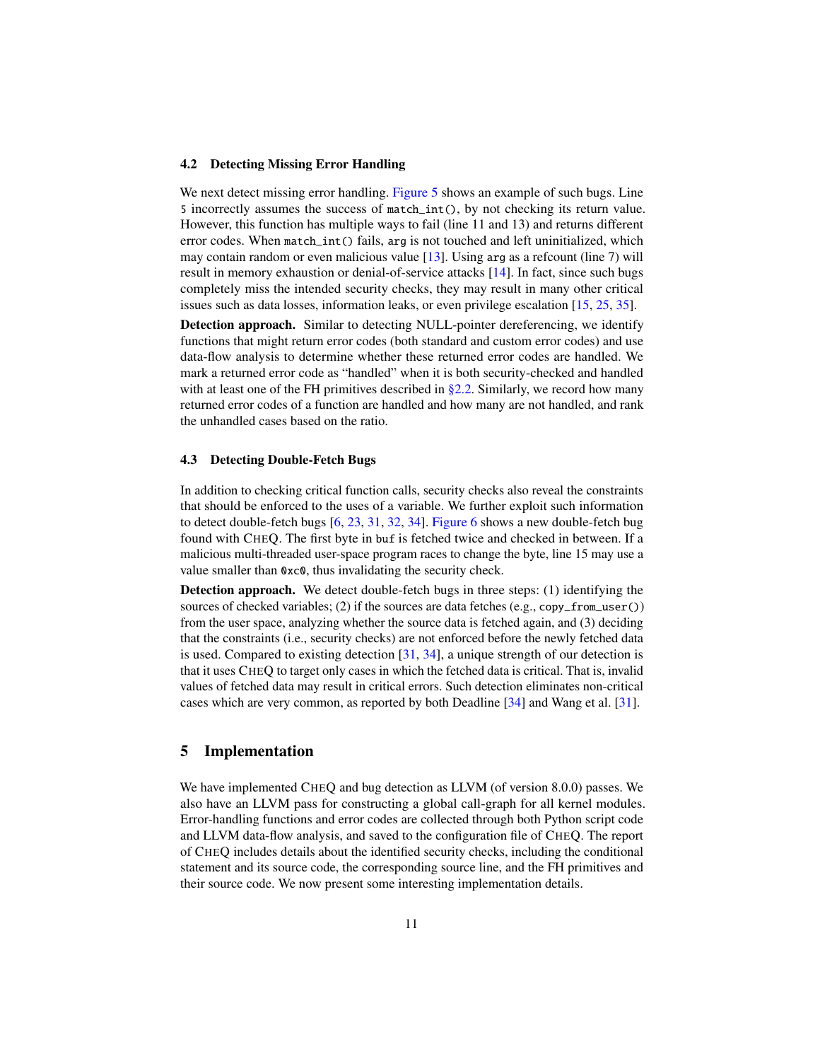### 4.2 Detecting Missing Error Handling

We next detect missing error handling. Figure 5 shows an example of such bugs. Line 5 incorrectly assumes the success of `match_int()`, by not checking its return value. However, this function has multiple ways to fail (line 11 and 13) and returns different error codes. When `match_int()` fails, `arg` is not touched and left uninitialized, which may contain random or even malicious value [13]. Using `arg` as a refcount (line 7) will result in memory exhaustion or denial-of-service attacks [14]. In fact, since such bugs completely miss the intended security checks, they may result in many other critical issues such as data losses, information leaks, or even privilege escalation [15, 25, 35].

**Detection approach.** Similar to detecting NULL-pointer dereferencing, we identify functions that might return error codes (both standard and custom error codes) and use data-flow analysis to determine whether these returned error codes are handled. We mark a returned error code as "handled" when it is both security-checked and handled with at least one of the FH primitives described in §2.2. Similarly, we record how many returned error codes of a function are handled and how many are not handled, and rank the unhandled cases based on the ratio.

### 4.3 Detecting Double-Fetch Bugs

In addition to checking critical function calls, security checks also reveal the constraints that should be enforced to the uses of a variable. We further exploit such information to detect double-fetch bugs [6, 23, 31, 32, 34]. Figure 6 shows a new double-fetch bug found with CHEQ. The first byte in `buf` is fetched twice and checked in between. If a malicious multi-threaded user-space program races to change the byte, line 15 may use a value smaller than `0xc0`, thus invalidating the security check.

**Detection approach.** We detect double-fetch bugs in three steps: (1) identifying the sources of checked variables; (2) if the sources are data fetches (e.g., `copy_from_user()`) from the user space, analyzing whether the source data is fetched again, and (3) deciding that the constraints (i.e., security checks) are not enforced before the newly fetched data is used. Compared to existing detection [31, 34], a unique strength of our detection is that it uses CHEQ to target only cases in which the fetched data is critical. That is, invalid values of fetched data may result in critical errors. Such detection eliminates non-critical cases which are very common, as reported by both Deadline [34] and Wang et al. [31].

## 5 Implementation

We have implemented CHEQ and bug detection as LLVM (of version 8.0.0) passes. We also have an LLVM pass for constructing a global call-graph for all kernel modules. Error-handling functions and error codes are collected through both Python script code and LLVM data-flow analysis, and saved to the configuration file of CHEQ. The report of CHEQ includes details about the identified security checks, including the conditional statement and its source code, the corresponding source line, and the FH primitives and their source code. We now present some interesting implementation details.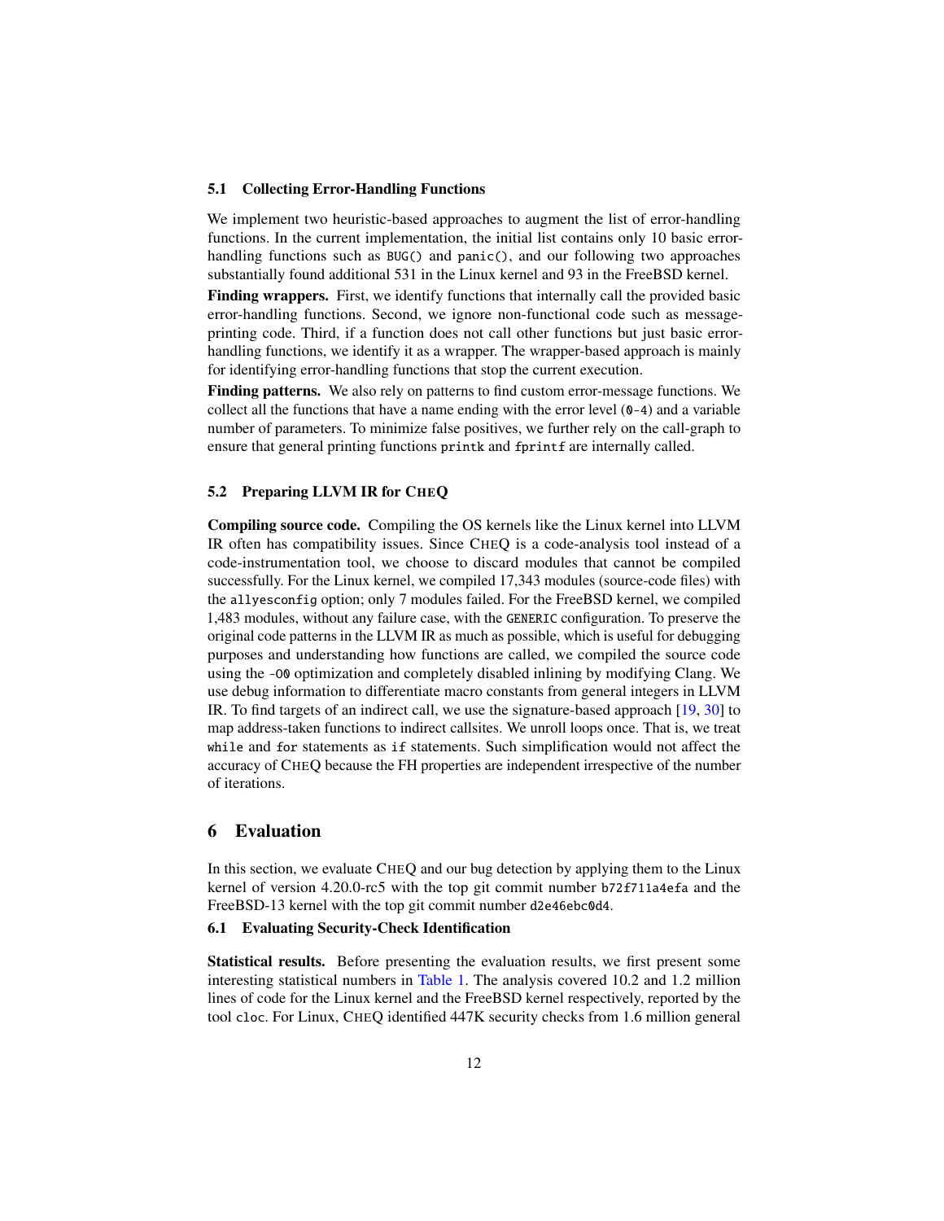### 5.1 Collecting Error-Handling Functions

We implement two heuristic-based approaches to augment the list of error-handling functions. In the current implementation, the initial list contains only 10 basic error-handling functions such as `BUG()` and `panic()`, and our following two approaches substantially found additional 531 in the Linux kernel and 93 in the FreeBSD kernel.

**Finding wrappers.** First, we identify functions that internally call the provided basic error-handling functions. Second, we ignore non-functional code such as message-printing code. Third, if a function does not call other functions but just basic error-handling functions, we identify it as a wrapper. The wrapper-based approach is mainly for identifying error-handling functions that stop the current execution.

**Finding patterns.** We also rely on patterns to find custom error-message functions. We collect all the functions that have a name ending with the error level (`0-4`) and a variable number of parameters. To minimize false positives, we further rely on the call-graph to ensure that general printing functions `printk` and `fprintf` are internally called.

### 5.2 Preparing LLVM IR for CHEQ

**Compiling source code.** Compiling the OS kernels like the Linux kernel into LLVM IR often has compatibility issues. Since CHEQ is a code-analysis tool instead of a code-instrumentation tool, we choose to discard modules that cannot be compiled successfully. For the Linux kernel, we compiled 17,343 modules (source-code files) with the `allyesconfig` option; only 7 modules failed. For the FreeBSD kernel, we compiled 1,483 modules, without any failure case, with the `GENERIC` configuration. To preserve the original code patterns in the LLVM IR as much as possible, which is useful for debugging purposes and understanding how functions are called, we compiled the source code using the `-O0` optimization and completely disabled inlining by modifying Clang. We use debug information to differentiate macro constants from general integers in LLVM IR. To find targets of an indirect call, we use the signature-based approach [19, 30] to map address-taken functions to indirect callsites. We unroll loops once. That is, we treat `while` and `for` statements as `if` statements. Such simplification would not affect the accuracy of CHEQ because the FH properties are independent irrespective of the number of iterations.

## 6 Evaluation

In this section, we evaluate CHEQ and our bug detection by applying them to the Linux kernel of version 4.20.0-rc5 with the top git commit number `b72f711a4efa` and the FreeBSD-13 kernel with the top git commit number `d2e46ebc0d4`.

### 6.1 Evaluating Security-Check Identification

**Statistical results.** Before presenting the evaluation results, we first present some interesting statistical numbers in Table 1. The analysis covered 10.2 and 1.2 million lines of code for the Linux kernel and the FreeBSD kernel respectively, reported by the tool `cloc`. For Linux, CHEQ identified 447K security checks from 1.6 million general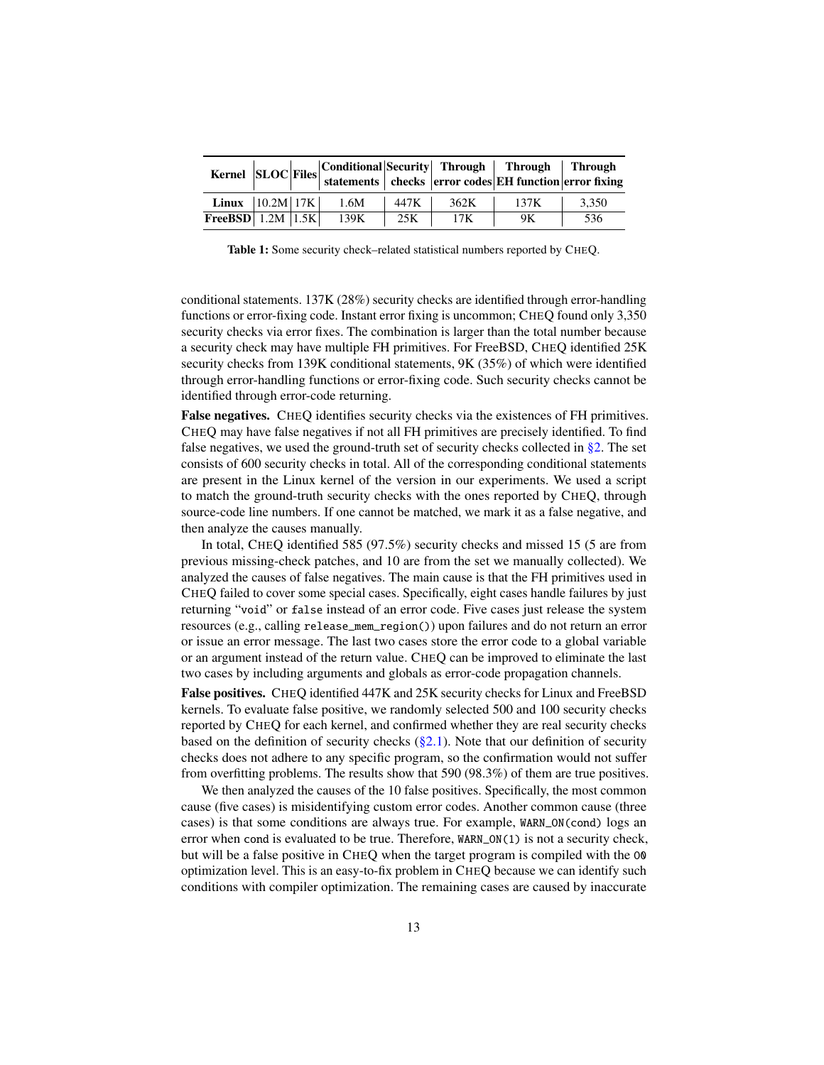| Kernel | SLOC | Files | Conditional statements | Security checks | Through error codes | Through EH function | Through error fixing |
|---|---|---|---|---|---|---|---|
| **Linux** | 10.2M | 17K | 1.6M | 447K | 362K | 137K | 3,350 |
| **FreeBSD** | 1.2M | 1.5K | 139K | 25K | 17K | 9K | 536 |

**Table 1:** Some security check–related statistical numbers reported by CHEQ.

conditional statements. 137K (28%) security checks are identified through error-handling functions or error-fixing code. Instant error fixing is uncommon; CHEQ found only 3,350 security checks via error fixes. The combination is larger than the total number because a security check may have multiple FH primitives. For FreeBSD, CHEQ identified 25K security checks from 139K conditional statements, 9K (35%) of which were identified through error-handling functions or error-fixing code. Such security checks cannot be identified through error-code returning.

**False negatives.** CHEQ identifies security checks via the existences of FH primitives. CHEQ may have false negatives if not all FH primitives are precisely identified. To find false negatives, we used the ground-truth set of security checks collected in §2. The set consists of 600 security checks in total. All of the corresponding conditional statements are present in the Linux kernel of the version in our experiments. We used a script to match the ground-truth security checks with the ones reported by CHEQ, through source-code line numbers. If one cannot be matched, we mark it as a false negative, and then analyze the causes manually.

In total, CHEQ identified 585 (97.5%) security checks and missed 15 (5 are from previous missing-check patches, and 10 are from the set we manually collected). We analyzed the causes of false negatives. The main cause is that the FH primitives used in CHEQ failed to cover some special cases. Specifically, eight cases handle failures by just returning "`void`" or `false` instead of an error code. Five cases just release the system resources (e.g., calling `release_mem_region()`) upon failures and do not return an error or issue an error message. The last two cases store the error code to a global variable or an argument instead of the return value. CHEQ can be improved to eliminate the last two cases by including arguments and globals as error-code propagation channels.

**False positives.** CHEQ identified 447K and 25K security checks for Linux and FreeBSD kernels. To evaluate false positive, we randomly selected 500 and 100 security checks reported by CHEQ for each kernel, and confirmed whether they are real security checks based on the definition of security checks (§2.1). Note that our definition of security checks does not adhere to any specific program, so the confirmation would not suffer from overfitting problems. The results show that 590 (98.3%) of them are true positives.

We then analyzed the causes of the 10 false positives. Specifically, the most common cause (five cases) is misidentifying custom error codes. Another common cause (three cases) is that some conditions are always true. For example, `WARN_ON(cond)` logs an error when `cond` is evaluated to be true. Therefore, `WARN_ON(1)` is not a security check, but will be a false positive in CHEQ when the target program is compiled with the `O0` optimization level. This is an easy-to-fix problem in CHEQ because we can identify such conditions with compiler optimization. The remaining cases are caused by inaccurate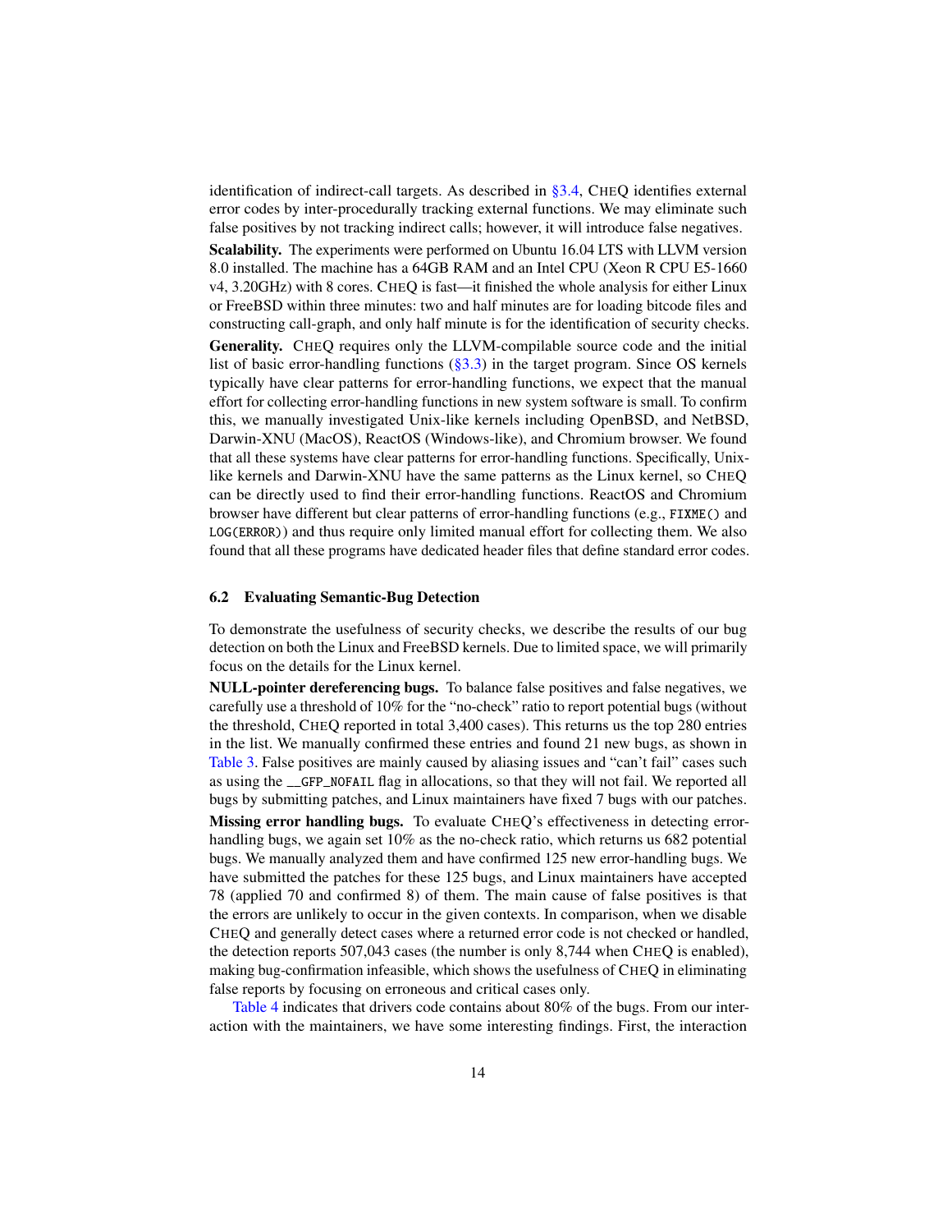identification of indirect-call targets. As described in §3.4, CHEQ identifies external error codes by inter-procedurally tracking external functions. We may eliminate such false positives by not tracking indirect calls; however, it will introduce false negatives.

**Scalability.** The experiments were performed on Ubuntu 16.04 LTS with LLVM version 8.0 installed. The machine has a 64GB RAM and an Intel CPU (Xeon R CPU E5-1660 v4, 3.20GHz) with 8 cores. CHEQ is fast—it finished the whole analysis for either Linux or FreeBSD within three minutes: two and half minutes are for loading bitcode files and constructing call-graph, and only half minute is for the identification of security checks.

**Generality.** CHEQ requires only the LLVM-compilable source code and the initial list of basic error-handling functions (§3.3) in the target program. Since OS kernels typically have clear patterns for error-handling functions, we expect that the manual effort for collecting error-handling functions in new system software is small. To confirm this, we manually investigated Unix-like kernels including OpenBSD, and NetBSD, Darwin-XNU (MacOS), ReactOS (Windows-like), and Chromium browser. We found that all these systems have clear patterns for error-handling functions. Specifically, Unix-like kernels and Darwin-XNU have the same patterns as the Linux kernel, so CHEQ can be directly used to find their error-handling functions. ReactOS and Chromium browser have different but clear patterns of error-handling functions (e.g., `FIXME()` and `LOG(ERROR)`) and thus require only limited manual effort for collecting them. We also found that all these programs have dedicated header files that define standard error codes.

### 6.2 Evaluating Semantic-Bug Detection

To demonstrate the usefulness of security checks, we describe the results of our bug detection on both the Linux and FreeBSD kernels. Due to limited space, we will primarily focus on the details for the Linux kernel.

**NULL-pointer dereferencing bugs.** To balance false positives and false negatives, we carefully use a threshold of 10% for the "no-check" ratio to report potential bugs (without the threshold, CHEQ reported in total 3,400 cases). This returns us the top 280 entries in the list. We manually confirmed these entries and found 21 new bugs, as shown in Table 3. False positives are mainly caused by aliasing issues and "can't fail" cases such as using the `__GFP_NOFAIL` flag in allocations, so that they will not fail. We reported all bugs by submitting patches, and Linux maintainers have fixed 7 bugs with our patches.

**Missing error handling bugs.** To evaluate CHEQ's effectiveness in detecting error-handling bugs, we again set 10% as the no-check ratio, which returns us 682 potential bugs. We manually analyzed them and have confirmed 125 new error-handling bugs. We have submitted the patches for these 125 bugs, and Linux maintainers have accepted 78 (applied 70 and confirmed 8) of them. The main cause of false positives is that the errors are unlikely to occur in the given contexts. In comparison, when we disable CHEQ and generally detect cases where a returned error code is not checked or handled, the detection reports 507,043 cases (the number is only 8,744 when CHEQ is enabled), making bug-confirmation infeasible, which shows the usefulness of CHEQ in eliminating false reports by focusing on erroneous and critical cases only.

Table 4 indicates that drivers code contains about 80% of the bugs. From our interaction with the maintainers, we have some interesting findings. First, the interaction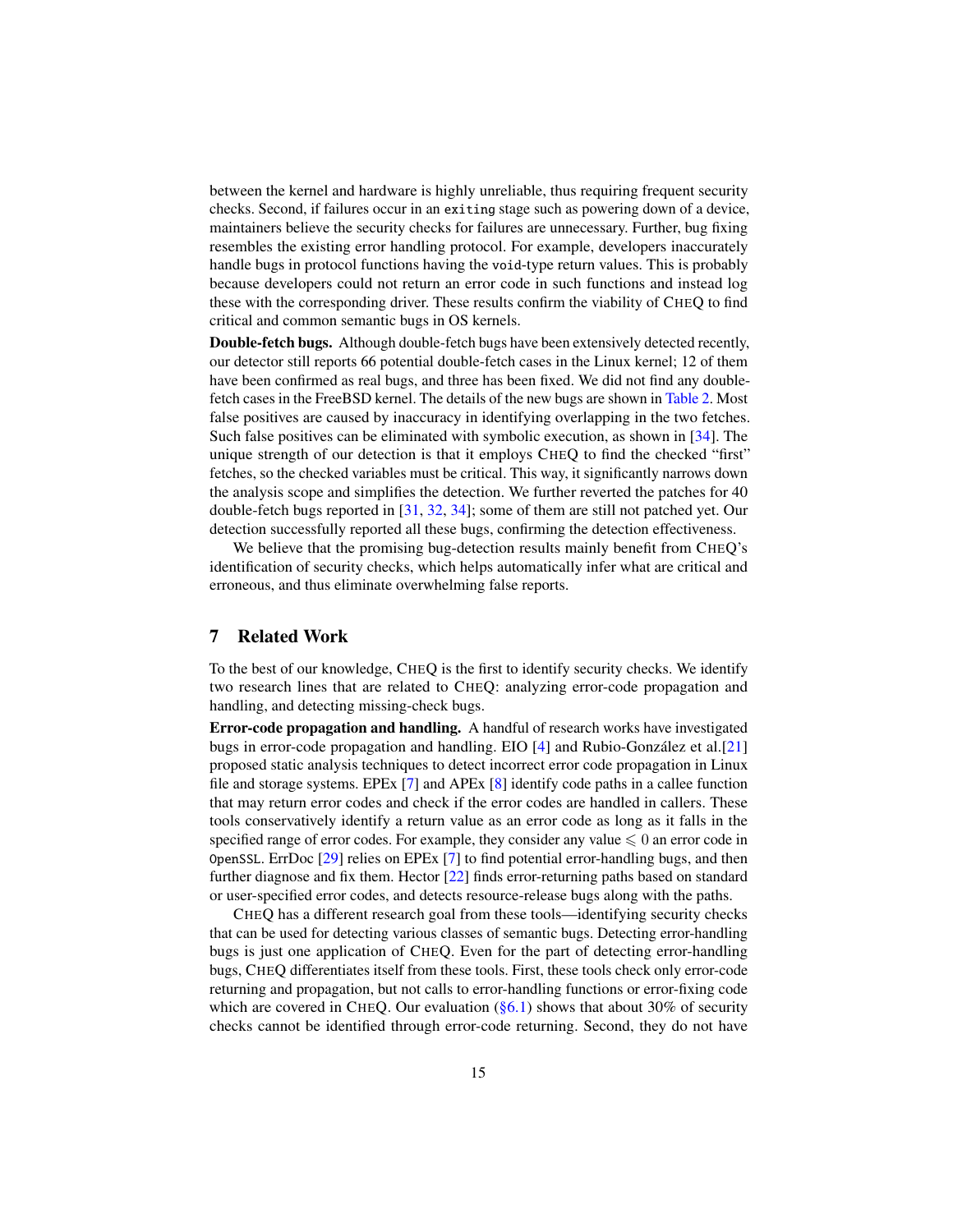between the kernel and hardware is highly unreliable, thus requiring frequent security checks. Second, if failures occur in an `exiting` stage such as powering down of a device, maintainers believe the security checks for failures are unnecessary. Further, bug fixing resembles the existing error handling protocol. For example, developers inaccurately handle bugs in protocol functions having the `void`-type return values. This is probably because developers could not return an error code in such functions and instead log these with the corresponding driver. These results confirm the viability of CHEQ to find critical and common semantic bugs in OS kernels.

**Double-fetch bugs.** Although double-fetch bugs have been extensively detected recently, our detector still reports 66 potential double-fetch cases in the Linux kernel; 12 of them have been confirmed as real bugs, and three has been fixed. We did not find any double-fetch cases in the FreeBSD kernel. The details of the new bugs are shown in Table 2. Most false positives are caused by inaccuracy in identifying overlapping in the two fetches. Such false positives can be eliminated with symbolic execution, as shown in [34]. The unique strength of our detection is that it employs CHEQ to find the checked "first" fetches, so the checked variables must be critical. This way, it significantly narrows down the analysis scope and simplifies the detection. We further reverted the patches for 40 double-fetch bugs reported in [31, 32, 34]; some of them are still not patched yet. Our detection successfully reported all these bugs, confirming the detection effectiveness.

We believe that the promising bug-detection results mainly benefit from CHEQ's identification of security checks, which helps automatically infer what are critical and erroneous, and thus eliminate overwhelming false reports.

## 7 Related Work

To the best of our knowledge, CHEQ is the first to identify security checks. We identify two research lines that are related to CHEQ: analyzing error-code propagation and handling, and detecting missing-check bugs.

**Error-code propagation and handling.** A handful of research works have investigated bugs in error-code propagation and handling. EIO [4] and Rubio-González et al.[21] proposed static analysis techniques to detect incorrect error code propagation in Linux file and storage systems. EPEx [7] and APEx [8] identify code paths in a callee function that may return error codes and check if the error codes are handled in callers. These tools conservatively identify a return value as an error code as long as it falls in the specified range of error codes. For example, they consider any value $\leqslant 0$ an error code in `OpenSSL`. ErrDoc [29] relies on EPEx [7] to find potential error-handling bugs, and then further diagnose and fix them. Hector [22] finds error-returning paths based on standard or user-specified error codes, and detects resource-release bugs along with the paths.

CHEQ has a different research goal from these tools—identifying security checks that can be used for detecting various classes of semantic bugs. Detecting error-handling bugs is just one application of CHEQ. Even for the part of detecting error-handling bugs, CHEQ differentiates itself from these tools. First, these tools check only error-code returning and propagation, but not calls to error-handling functions or error-fixing code which are covered in CHEQ. Our evaluation (§6.1) shows that about 30% of security checks cannot be identified through error-code returning. Second, they do not have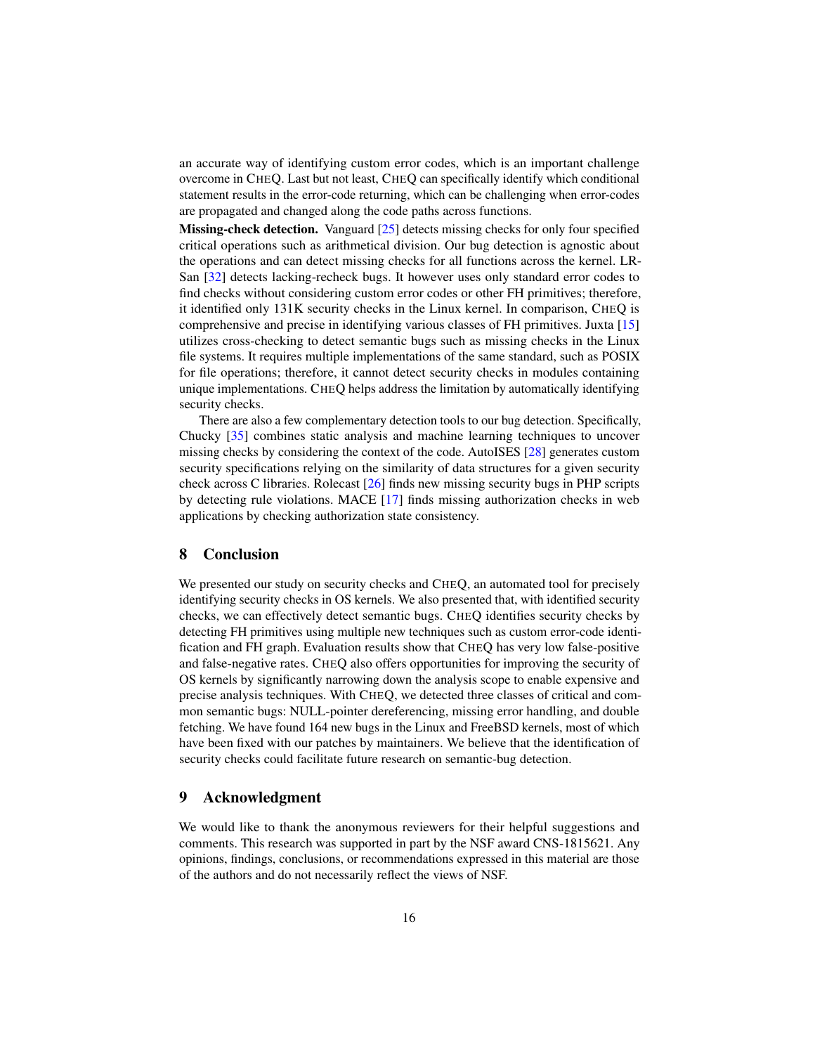an accurate way of identifying custom error codes, which is an important challenge overcome in CHEQ. Last but not least, CHEQ can specifically identify which conditional statement results in the error-code returning, which can be challenging when error-codes are propagated and changed along the code paths across functions.

**Missing-check detection.** Vanguard [25] detects missing checks for only four specified critical operations such as arithmetical division. Our bug detection is agnostic about the operations and can detect missing checks for all functions across the kernel. LR-San [32] detects lacking-recheck bugs. It however uses only standard error codes to find checks without considering custom error codes or other FH primitives; therefore, it identified only 131K security checks in the Linux kernel. In comparison, CHEQ is comprehensive and precise in identifying various classes of FH primitives. Juxta [15] utilizes cross-checking to detect semantic bugs such as missing checks in the Linux file systems. It requires multiple implementations of the same standard, such as POSIX for file operations; therefore, it cannot detect security checks in modules containing unique implementations. CHEQ helps address the limitation by automatically identifying security checks.

There are also a few complementary detection tools to our bug detection. Specifically, Chucky [35] combines static analysis and machine learning techniques to uncover missing checks by considering the context of the code. AutoISES [28] generates custom security specifications relying on the similarity of data structures for a given security check across C libraries. Rolecast [26] finds new missing security bugs in PHP scripts by detecting rule violations. MACE [17] finds missing authorization checks in web applications by checking authorization state consistency.

## 8 Conclusion

We presented our study on security checks and CHEQ, an automated tool for precisely identifying security checks in OS kernels. We also presented that, with identified security checks, we can effectively detect semantic bugs. CHEQ identifies security checks by detecting FH primitives using multiple new techniques such as custom error-code identification and FH graph. Evaluation results show that CHEQ has very low false-positive and false-negative rates. CHEQ also offers opportunities for improving the security of OS kernels by significantly narrowing down the analysis scope to enable expensive and precise analysis techniques. With CHEQ, we detected three classes of critical and common semantic bugs: NULL-pointer dereferencing, missing error handling, and double fetching. We have found 164 new bugs in the Linux and FreeBSD kernels, most of which have been fixed with our patches by maintainers. We believe that the identification of security checks could facilitate future research on semantic-bug detection.

## 9 Acknowledgment

We would like to thank the anonymous reviewers for their helpful suggestions and comments. This research was supported in part by the NSF award CNS-1815621. Any opinions, findings, conclusions, or recommendations expressed in this material are those of the authors and do not necessarily reflect the views of NSF.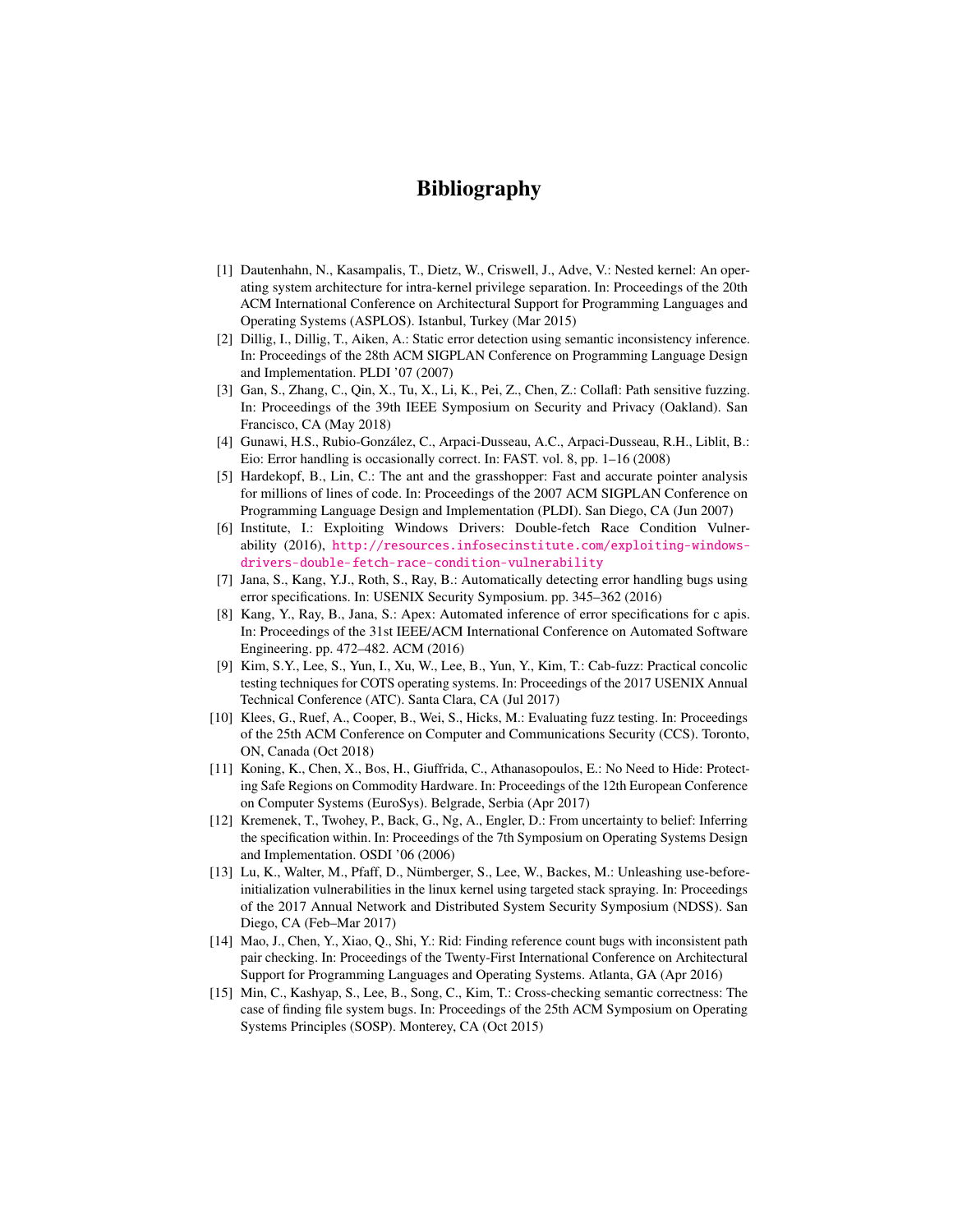# Bibliography

[1] Dautenhahn, N., Kasampalis, T., Dietz, W., Criswell, J., Adve, V.: Nested kernel: An operating system architecture for intra-kernel privilege separation. In: Proceedings of the 20th ACM International Conference on Architectural Support for Programming Languages and Operating Systems (ASPLOS). Istanbul, Turkey (Mar 2015)

[2] Dillig, I., Dillig, T., Aiken, A.: Static error detection using semantic inconsistency inference. In: Proceedings of the 28th ACM SIGPLAN Conference on Programming Language Design and Implementation. PLDI '07 (2007)

[3] Gan, S., Zhang, C., Qin, X., Tu, X., Li, K., Pei, Z., Chen, Z.: Collafl: Path sensitive fuzzing. In: Proceedings of the 39th IEEE Symposium on Security and Privacy (Oakland). San Francisco, CA (May 2018)

[4] Gunawi, H.S., Rubio-González, C., Arpaci-Dusseau, A.C., Arpaci-Dusseau, R.H., Liblit, B.: Eio: Error handling is occasionally correct. In: FAST. vol. 8, pp. 1–16 (2008)

[5] Hardekopf, B., Lin, C.: The ant and the grasshopper: Fast and accurate pointer analysis for millions of lines of code. In: Proceedings of the 2007 ACM SIGPLAN Conference on Programming Language Design and Implementation (PLDI). San Diego, CA (Jun 2007)

[6] Institute, I.: Exploiting Windows Drivers: Double-fetch Race Condition Vulnerability (2016), http://resources.infosecinstitute.com/exploiting-windows-drivers-double-fetch-race-condition-vulnerability

[7] Jana, S., Kang, Y.J., Roth, S., Ray, B.: Automatically detecting error handling bugs using error specifications. In: USENIX Security Symposium. pp. 345–362 (2016)

[8] Kang, Y., Ray, B., Jana, S.: Apex: Automated inference of error specifications for c apis. In: Proceedings of the 31st IEEE/ACM International Conference on Automated Software Engineering. pp. 472–482. ACM (2016)

[9] Kim, S.Y., Lee, S., Yun, I., Xu, W., Lee, B., Yun, Y., Kim, T.: Cab-fuzz: Practical concolic testing techniques for COTS operating systems. In: Proceedings of the 2017 USENIX Annual Technical Conference (ATC). Santa Clara, CA (Jul 2017)

[10] Klees, G., Ruef, A., Cooper, B., Wei, S., Hicks, M.: Evaluating fuzz testing. In: Proceedings of the 25th ACM Conference on Computer and Communications Security (CCS). Toronto, ON, Canada (Oct 2018)

[11] Koning, K., Chen, X., Bos, H., Giuffrida, C., Athanasopoulos, E.: No Need to Hide: Protecting Safe Regions on Commodity Hardware. In: Proceedings of the 12th European Conference on Computer Systems (EuroSys). Belgrade, Serbia (Apr 2017)

[12] Kremenek, T., Twohey, P., Back, G., Ng, A., Engler, D.: From uncertainty to belief: Inferring the specification within. In: Proceedings of the 7th Symposium on Operating Systems Design and Implementation. OSDI '06 (2006)

[13] Lu, K., Walter, M., Pfaff, D., Nümberger, S., Lee, W., Backes, M.: Unleashing use-before-initialization vulnerabilities in the linux kernel using targeted stack spraying. In: Proceedings of the 2017 Annual Network and Distributed System Security Symposium (NDSS). San Diego, CA (Feb–Mar 2017)

[14] Mao, J., Chen, Y., Xiao, Q., Shi, Y.: Rid: Finding reference count bugs with inconsistent path pair checking. In: Proceedings of the Twenty-First International Conference on Architectural Support for Programming Languages and Operating Systems. Atlanta, GA (Apr 2016)

[15] Min, C., Kashyap, S., Lee, B., Song, C., Kim, T.: Cross-checking semantic correctness: The case of finding file system bugs. In: Proceedings of the 25th ACM Symposium on Operating Systems Principles (SOSP). Monterey, CA (Oct 2015)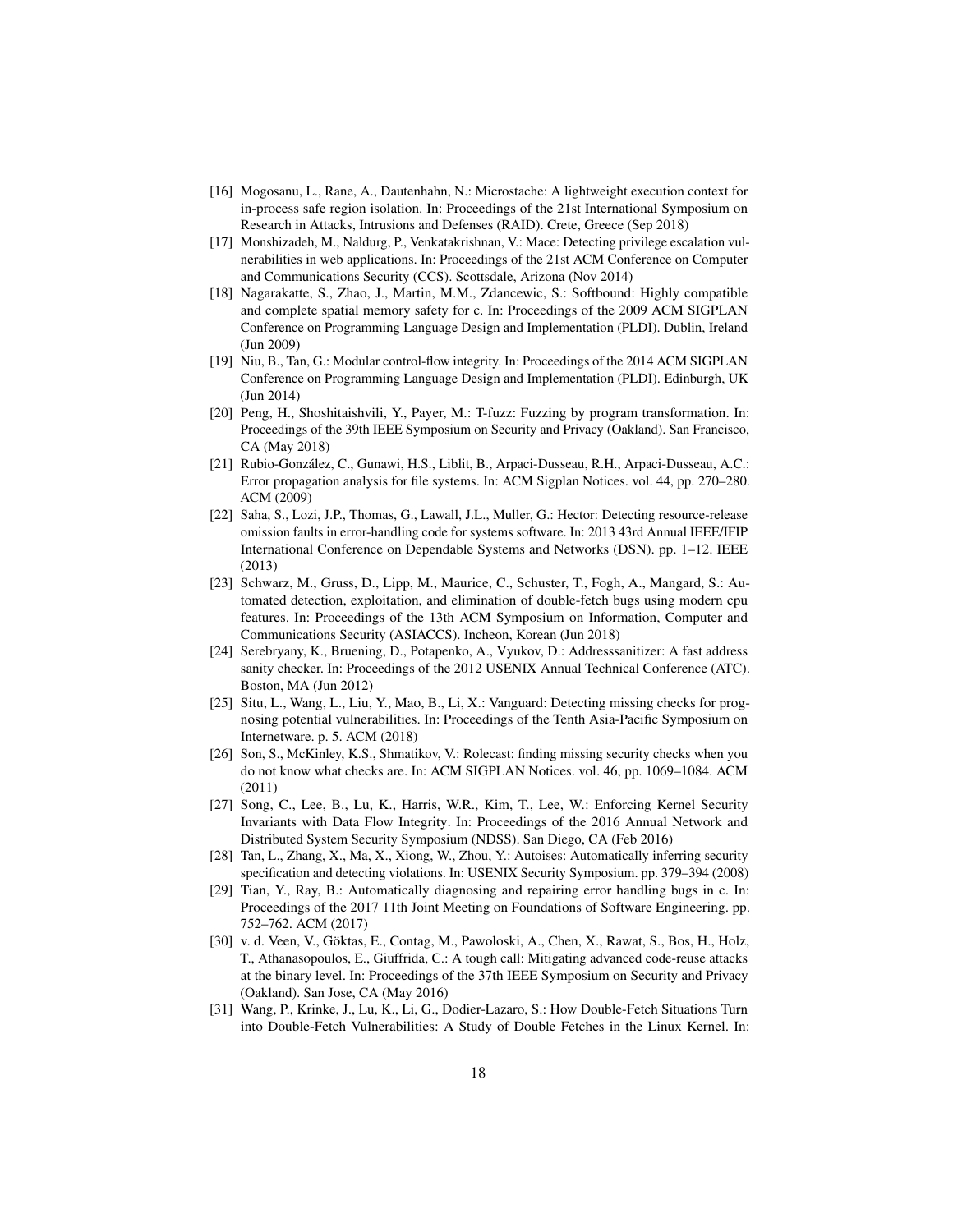[16] Mogosanu, L., Rane, A., Dautenhahn, N.: Microstache: A lightweight execution context for in-process safe region isolation. In: Proceedings of the 21st International Symposium on Research in Attacks, Intrusions and Defenses (RAID). Crete, Greece (Sep 2018)

[17] Monshizadeh, M., Naldurg, P., Venkatakrishnan, V.: Mace: Detecting privilege escalation vulnerabilities in web applications. In: Proceedings of the 21st ACM Conference on Computer and Communications Security (CCS). Scottsdale, Arizona (Nov 2014)

[18] Nagarakatte, S., Zhao, J., Martin, M.M., Zdancewic, S.: Softbound: Highly compatible and complete spatial memory safety for c. In: Proceedings of the 2009 ACM SIGPLAN Conference on Programming Language Design and Implementation (PLDI). Dublin, Ireland (Jun 2009)

[19] Niu, B., Tan, G.: Modular control-flow integrity. In: Proceedings of the 2014 ACM SIGPLAN Conference on Programming Language Design and Implementation (PLDI). Edinburgh, UK (Jun 2014)

[20] Peng, H., Shoshitaishvili, Y., Payer, M.: T-fuzz: Fuzzing by program transformation. In: Proceedings of the 39th IEEE Symposium on Security and Privacy (Oakland). San Francisco, CA (May 2018)

[21] Rubio-González, C., Gunawi, H.S., Liblit, B., Arpaci-Dusseau, R.H., Arpaci-Dusseau, A.C.: Error propagation analysis for file systems. In: ACM Sigplan Notices. vol. 44, pp. 270–280. ACM (2009)

[22] Saha, S., Lozi, J.P., Thomas, G., Lawall, J.L., Muller, G.: Hector: Detecting resource-release omission faults in error-handling code for systems software. In: 2013 43rd Annual IEEE/IFIP International Conference on Dependable Systems and Networks (DSN). pp. 1–12. IEEE (2013)

[23] Schwarz, M., Gruss, D., Lipp, M., Maurice, C., Schuster, T., Fogh, A., Mangard, S.: Automated detection, exploitation, and elimination of double-fetch bugs using modern cpu features. In: Proceedings of the 13th ACM Symposium on Information, Computer and Communications Security (ASIACCS). Incheon, Korean (Jun 2018)

[24] Serebryany, K., Bruening, D., Potapenko, A., Vyukov, D.: Addresssanitizer: A fast address sanity checker. In: Proceedings of the 2012 USENIX Annual Technical Conference (ATC). Boston, MA (Jun 2012)

[25] Situ, L., Wang, L., Liu, Y., Mao, B., Li, X.: Vanguard: Detecting missing checks for prognosing potential vulnerabilities. In: Proceedings of the Tenth Asia-Pacific Symposium on Internetware. p. 5. ACM (2018)

[26] Son, S., McKinley, K.S., Shmatikov, V.: Rolecast: finding missing security checks when you do not know what checks are. In: ACM SIGPLAN Notices. vol. 46, pp. 1069–1084. ACM (2011)

[27] Song, C., Lee, B., Lu, K., Harris, W.R., Kim, T., Lee, W.: Enforcing Kernel Security Invariants with Data Flow Integrity. In: Proceedings of the 2016 Annual Network and Distributed System Security Symposium (NDSS). San Diego, CA (Feb 2016)

[28] Tan, L., Zhang, X., Ma, X., Xiong, W., Zhou, Y.: Autoises: Automatically inferring security specification and detecting violations. In: USENIX Security Symposium. pp. 379–394 (2008)

[29] Tian, Y., Ray, B.: Automatically diagnosing and repairing error handling bugs in c. In: Proceedings of the 2017 11th Joint Meeting on Foundations of Software Engineering. pp. 752–762. ACM (2017)

[30] v. d. Veen, V., Göktas, E., Contag, M., Pawoloski, A., Chen, X., Rawat, S., Bos, H., Holz, T., Athanasopoulos, E., Giuffrida, C.: A tough call: Mitigating advanced code-reuse attacks at the binary level. In: Proceedings of the 37th IEEE Symposium on Security and Privacy (Oakland). San Jose, CA (May 2016)

[31] Wang, P., Krinke, J., Lu, K., Li, G., Dodier-Lazaro, S.: How Double-Fetch Situations Turn into Double-Fetch Vulnerabilities: A Study of Double Fetches in the Linux Kernel. In: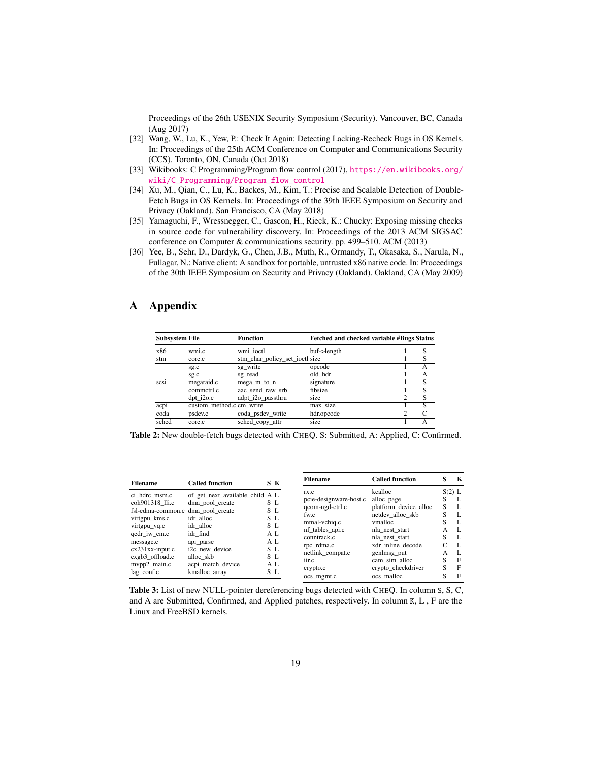Proceedings of the 26th USENIX Security Symposium (Security). Vancouver, BC, Canada (Aug 2017)

[32] Wang, W., Lu, K., Yew, P.: Check It Again: Detecting Lacking-Recheck Bugs in OS Kernels. In: Proceedings of the 25th ACM Conference on Computer and Communications Security (CCS). Toronto, ON, Canada (Oct 2018)

[33] Wikibooks: C Programming/Program flow control (2017), https://en.wikibooks.org/wiki/C_Programming/Program_flow_control

[34] Xu, M., Qian, C., Lu, K., Backes, M., Kim, T.: Precise and Scalable Detection of Double-Fetch Bugs in OS Kernels. In: Proceedings of the 39th IEEE Symposium on Security and Privacy (Oakland). San Francisco, CA (May 2018)

[35] Yamaguchi, F., Wressnegger, C., Gascon, H., Rieck, K.: Chucky: Exposing missing checks in source code for vulnerability discovery. In: Proceedings of the 2013 ACM SIGSAC conference on Computer & communications security. pp. 499–510. ACM (2013)

[36] Yee, B., Sehr, D., Dardyk, G., Chen, J.B., Muth, R., Ormandy, T., Okasaka, S., Narula, N., Fullagar, N.: Native client: A sandbox for portable, untrusted x86 native code. In: Proceedings of the 30th IEEE Symposium on Security and Privacy (Oakland). Oakland, CA (May 2009)

# A Appendix

| Subsystem | File | Function | Fetched and checked variable | #Bugs | Status |
|---|---|---|---|---|---|
| x86 | wmi.c | wmi_ioctl | buf->length | 1 | S |
| stm | core.c | stm_char_policy_set_ioctl | size | 1 | S |
| scsi | sg.c | sg_write | opcode | 1 | A |
| | sg.c | sg_read | old_hdr | 1 | A |
| | megaraid.c | mega_m_to_n | signature | 1 | S |
| | commctrl.c | aac_send_raw_srb | fibsize | 1 | S |
| | dpt_i2o.c | adpt_i2o_passthru | size | 2 | S |
| acpi | custom_method.c | cm_write | max_size | 1 | S |
| coda | psdev.c | coda_psdev_write | hdr.opcode | 2 | C |
| sched | core.c | sched_copy_attr | size | 1 | A |

**Table 2:** New double-fetch bugs detected with CHEQ. S: Submitted, A: Applied, C: Confirmed.

| Filename | Called function | S | K |
|---|---|---|---|
| ci_hdrc_msm.c | of_get_next_available_child | A | L |
| coh901318_lli.c | dma_pool_create | S | L |
| fsl-edma-common.c | dma_pool_create | S | L |
| virtgpu_kms.c | idr_alloc | S | L |
| virtgpu_vq.c | idr_alloc | S | L |
| qedr_iw_cm.c | idr_find | A | L |
| message.c | api_parse | A | L |
| cx231xx-input.c | i2c_new_device | S | L |
| cxgb3_offload.c | alloc_skb | S | L |
| mvpp2_main.c | acpi_match_device | A | L |
| lag_conf.c | kmalloc_array | S | L |
| rx.c | kcalloc | S(2) | L |
| pcie-designware-host.c | alloc_page | S | L |
| qcom-ngd-ctrl.c | platform_device_alloc | S | L |
| fw.c | netdev_alloc_skb | S | L |
| mmal-vchiq.c | vmalloc | S | L |
| nf_tables_api.c | nla_nest_start | A | L |
| conntrack.c | nla_nest_start | S | L |
| rpc_rdma.c | xdr_inline_decode | C | L |
| netlink_compat.c | genlmsg_put | A | L |
| iir.c | cam_sim_alloc | S | F |
| crypto.c | crypto_checkdriver | S | F |
| ocs_mgmt.c | ocs_malloc | S | F |

**Table 3:** List of new NULL-pointer dereferencing bugs detected with CHEQ. In column S, S, C, and A are Submitted, Confirmed, and Applied patches, respectively. In column K, L , F are the Linux and FreeBSD kernels.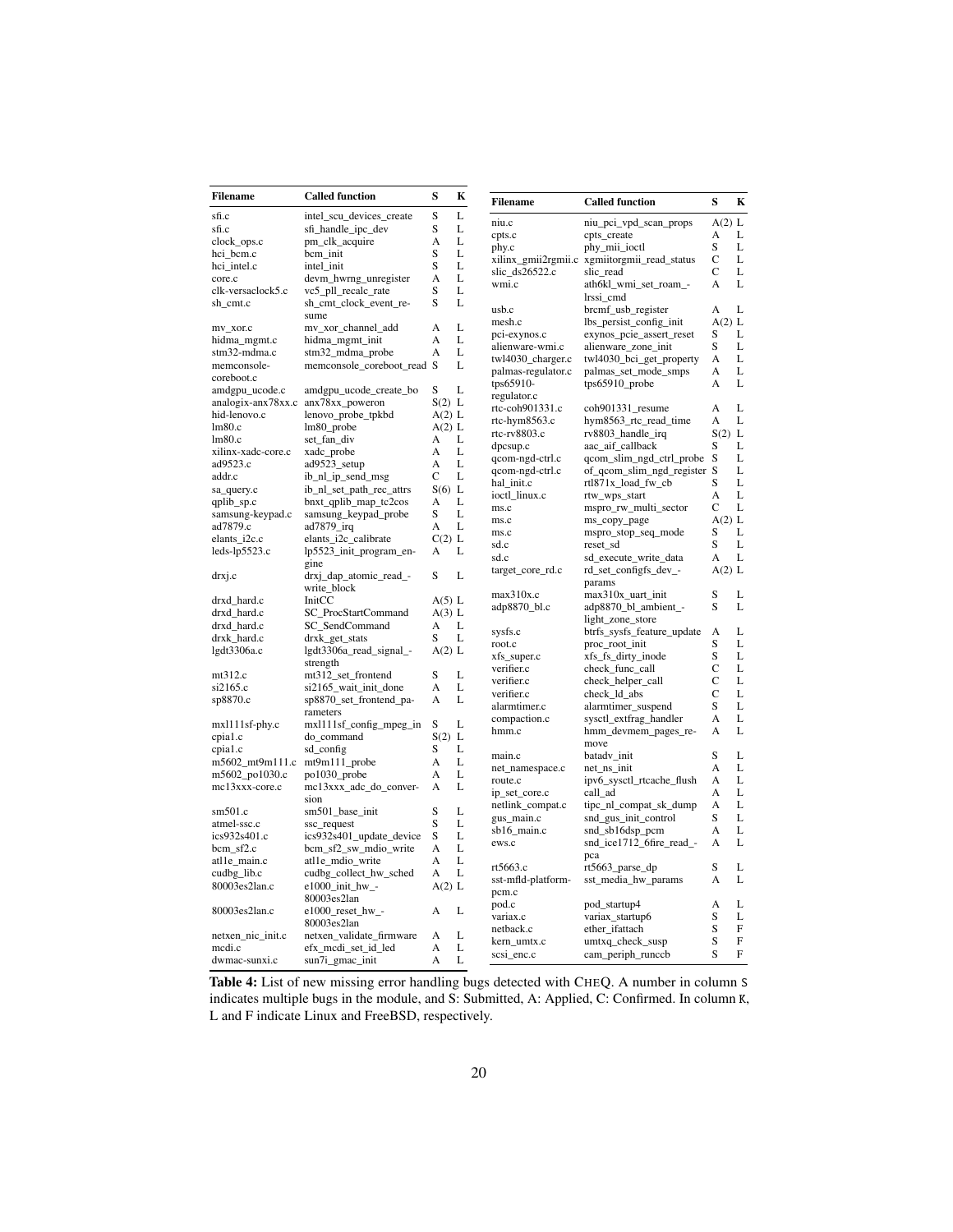| Filename | Called function | S | K |
|---|---|---|---|
| sfi.c | intel_scu_devices_create | S | L |
| sfi.c | sfi_handle_ipc_dev | S | L |
| clock_ops.c | pm_clk_acquire | A | L |
| hci_bcm.c | bcm_init | S | L |
| hci_intel.c | intel_init | S | L |
| core.c | devm_hwrng_unregister | A | L |
| clk-versaclock5.c | vc5_pll_recalc_rate | S | L |
| sh_cmt.c | sh_cmt_clock_event_resume | S | L |
| mv_xor.c | mv_xor_channel_add | A | L |
| hidma_mgmt.c | hidma_mgmt_init | A | L |
| stm32-mdma.c | stm32_mdma_probe | A | L |
| memconsole-coreboot.c | memconsole_coreboot_read | S | L |
| amdgpu_ucode.c | amdgpu_ucode_create_bo | S | L |
| analogix-anx78xx.c | anx78xx_poweron | S(2) | L |
| hid-lenovo.c | lenovo_probe_tpkbd | A(2) | L |
| lm80.c | lm80_probe | A(2) | L |
| lm80.c | set_fan_div | A | L |
| xilinx-xadc-core.c | xadc_probe | A | L |
| ad9523.c | ad9523_setup | A | L |
| addr.c | ib_nl_ip_send_msg | C | L |
| sa_query.c | ib_nl_set_path_rec_attrs | S(6) | L |
| qplib_sp.c | bnxt_qplib_map_tc2cos | A | L |
| samsung-keypad.c | samsung_keypad_probe | S | L |
| ad7879.c | ad7879_irq | A | L |
| elants_i2c.c | elants_i2c_calibrate | C(2) | L |
| leds-lp5523.c | lp5523_init_program_engine | A | L |
| drxj.c | drxj_dap_atomic_read_write_block | S | L |
| drxd_hard.c | InitCC | A(5) | L |
| drxd_hard.c | SC_ProcStartCommand | A(3) | L |
| drxd_hard.c | SC_SendCommand | A | L |
| drxk_hard.c | drxk_get_stats | S | L |
| lgdt3306a.c | lgdt3306a_read_signal_strength | A(2) | L |
| mt312.c | mt312_set_frontend | S | L |
| si2165.c | si2165_wait_init_done | A | L |
| sp8870.c | sp8870_set_frontend_parameters | A | L |
| mxl111sf-phy.c | mxl111sf_config_mpeg_in | S | L |
| cpia1.c | do_command | S(2) | L |
| cpia1.c | sd_config | S | L |
| m5602_mt9m111.c | mt9m111_probe | A | L |
| m5602_po1030.c | po1030_probe | A | L |
| mc13xxx-core.c | mc13xxx_adc_do_conversion | A | L |
| sm501.c | sm501_base_init | S | L |
| atmel-ssc.c | ssc_request | S | L |
| ics932s401.c | ics932s401_update_device | S | L |
| bcm_sf2.c | bcm_sf2_sw_mdio_write | A | L |
| atl1e_main.c | atl1e_mdio_write | A | L |
| cudbg_lib.c | cudbg_collect_hw_sched | A | L |
| 80003es2lan.c | e1000_init_hw_80003es2lan | A(2) | L |
| 80003es2lan.c | e1000_reset_hw_80003es2lan | A | L |
| netxen_nic_init.c | netxen_validate_firmware | A | L |
| mcdi.c | efx_mcdi_set_id_led | A | L |
| dwmac-sunxi.c | sun7i_gmac_init | A | L |
| niu.c | niu_pci_vpd_scan_props | A(2) | L |
| cpts.c | cpts_create | A | L |
| phy.c | phy_mii_ioctl | S | L |
| xilinx_gmii2rgmii.c | xgmiitorgmii_read_status | C | L |
| slic_ds26522.c | slic_read | C | L |
| wmi.c | ath6kl_wmi_set_roam_lrssi_cmd | A | L |
| usb.c | brcmf_usb_register | A | L |
| mesh.c | lbs_persist_config_init | A(2) | L |
| pci-exynos.c | exynos_pcie_assert_reset | S | L |
| alienware-wmi.c | alienware_zone_init | S | L |
| twl4030_charger.c | twl4030_bci_get_property | A | L |
| palmas-regulator.c | palmas_set_mode_smps | A | L |
| tps65910-regulator.c | tps65910_probe | A | L |
| rtc-coh901331.c | coh901331_resume | A | L |
| rtc-hym8563.c | hym8563_rtc_read_time | A | L |
| rtc-rv8803.c | rv8803_handle_irq | S(2) | L |
| dpcsup.c | aac_aif_callback | S | L |
| qcom-ngd-ctrl.c | qcom_slim_ngd_ctrl_probe | S | L |
| qcom-ngd-ctrl.c | of_qcom_slim_ngd_register | S | L |
| hal_init.c | rtl871x_load_fw_cb | S | L |
| ioctl_linux.c | rtw_wps_start | A | L |
| ms.c | mspro_rw_multi_sector | C | L |
| ms.c | ms_copy_page | A(2) | L |
| ms.c | mspro_stop_seq_mode | S | L |
| sd.c | reset_sd | S | L |
| sd.c | sd_execute_write_data | A | L |
| target_core_rd.c | rd_set_configfs_dev_params | A(2) | L |
| max310x.c | max310x_uart_init | S | L |
| adp8870_bl.c | adp8870_bl_ambient_light_zone_store | S | L |
| sysfs.c | btrfs_sysfs_feature_update | A | L |
| root.c | proc_root_init | S | L |
| xfs_super.c | xfs_fs_dirty_inode | S | L |
| verifier.c | check_func_call | C | L |
| verifier.c | check_helper_call | C | L |
| verifier.c | check_ld_abs | C | L |
| alarmtimer.c | alarmtimer_suspend | S | L |
| compaction.c | sysctl_extfrag_handler | A | L |
| hmm.c | hmm_devmem_pages_remove | A | L |
| main.c | batadv_init | S | L |
| net_namespace.c | net_ns_init | A | L |
| route.c | ipv6_sysctl_rtcache_flush | A | L |
| ip_set_core.c | call_ad | A | L |
| netlink_compat.c | tipc_nl_compat_sk_dump | A | L |
| gus_main.c | snd_gus_init_control | S | L |
| sb16_main.c | snd_sb16dsp_pcm | A | L |
| ews.c | snd_ice1712_6fire_read_pca | A | L |
| rt5663.c | rt5663_parse_dp | S | L |
| sst-mfld-platform-pcm.c | sst_media_hw_params | A | L |
| pod.c | pod_startup4 | A | L |
| variax.c | variax_startup6 | S | L |
| netback.c | ether_ifattach | S | F |
| kern_umtx.c | umtxq_check_susp | S | F |
| scsi_enc.c | cam_periph_runccb | S | F |

**Table 4:** List of new missing error handling bugs detected with CHEQ. A number in column S indicates multiple bugs in the module, and S: Submitted, A: Applied, C: Confirmed. In column K, L and F indicate Linux and FreeBSD, respectively.